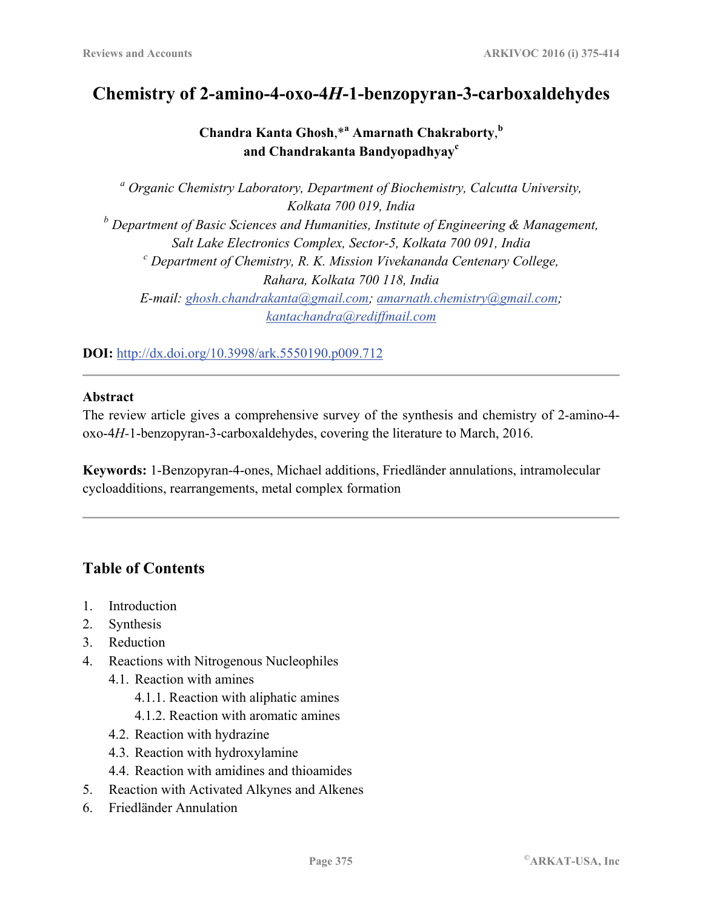# Chemistry of 2-amino-4-oxo-4*H*-1-benzopyran-3-carboxaldehydes

**Chandra Kanta Ghosh,*[a] Amarnath Chakraborty,[b] and Chandrakanta Bandyopadhyay[c]**

[a] *Organic Chemistry Laboratory, Department of Biochemistry, Calcutta University, Kolkata 700 019, India*
[b] *Department of Basic Sciences and Humanities, Institute of Engineering & Management, Salt Lake Electronics Complex, Sector-5, Kolkata 700 091, India*
[c] *Department of Chemistry, R. K. Mission Vivekananda Centenary College, Rahara, Kolkata 700 118, India*
*E-mail:* ghosh.chandrakanta@gmail.com; amarnath.chemistry@gmail.com; kantachandra@rediffmail.com

**DOI:** http://dx.doi.org/10.3998/ark.5550190.p009.712

---

**Abstract**

The review article gives a comprehensive survey of the synthesis and chemistry of 2-amino-4-oxo-4*H*-1-benzopyran-3-carboxaldehydes, covering the literature to March, 2016.

**Keywords:** 1-Benzopyran-4-ones, Michael additions, Friedländer annulations, intramolecular cycloadditions, rearrangements, metal complex formation

---

## Table of Contents

1. Introduction
2. Synthesis
3. Reduction
4. Reactions with Nitrogenous Nucleophiles
   - 4.1. Reaction with amines
     - 4.1.1. Reaction with aliphatic amines
     - 4.1.2. Reaction with aromatic amines
   - 4.2. Reaction with hydrazine
   - 4.3. Reaction with hydroxylamine
   - 4.4. Reaction with amidines and thioamides
5. Reaction with Activated Alkynes and Alkenes
6. Friedländer Annulation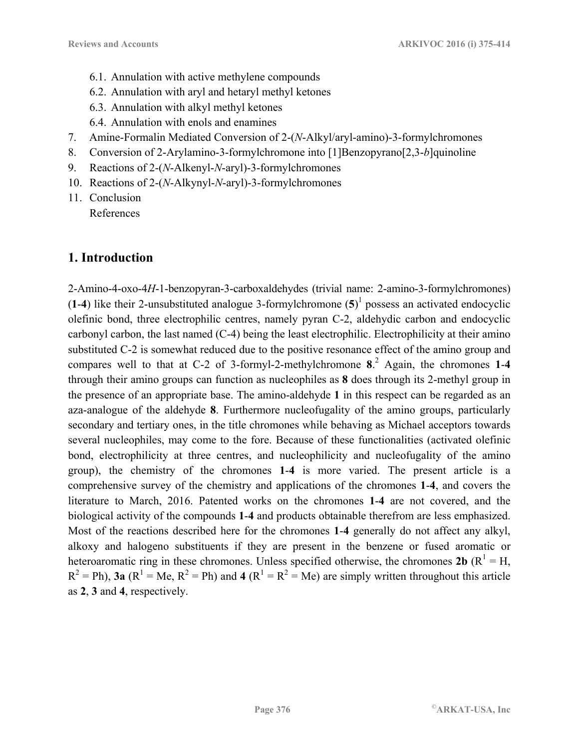6.1. Annulation with active methylene compounds
6.2. Annulation with aryl and hetaryl methyl ketones
6.3. Annulation with alkyl methyl ketones
6.4. Annulation with enols and enamines
7. Amine-Formalin Mediated Conversion of 2-(*N*-Alkyl/aryl-amino)-3-formylchromones
8. Conversion of 2-Arylamino-3-formylchromone into [1]Benzopyrano[2,3-*b*]quinoline
9. Reactions of 2-(*N*-Alkenyl-*N*-aryl)-3-formylchromones
10. Reactions of 2-(*N*-Alkynyl-*N*-aryl)-3-formylchromones
11. Conclusion
References

## 1. Introduction

2-Amino-4-oxo-4*H*-1-benzopyran-3-carboxaldehydes (trivial name: 2-amino-3-formylchromones) (**1**-**4**) like their 2-unsubstituted analogue 3-formylchromone (**5**)[1] possess an activated endocyclic olefinic bond, three electrophilic centres, namely pyran C-2, aldehydic carbon and endocyclic carbonyl carbon, the last named (C-4) being the least electrophilic. Electrophilicity at their amino substituted C-2 is somewhat reduced due to the positive resonance effect of the amino group and compares well to that at C-2 of 3-formyl-2-methylchromone **8**.[2] Again, the chromones **1**-**4** through their amino groups can function as nucleophiles as **8** does through its 2-methyl group in the presence of an appropriate base. The amino-aldehyde **1** in this respect can be regarded as an aza-analogue of the aldehyde **8**. Furthermore nucleofugality of the amino groups, particularly secondary and tertiary ones, in the title chromones while behaving as Michael acceptors towards several nucleophiles, may come to the fore. Because of these functionalities (activated olefinic bond, electrophilicity at three centres, and nucleophilicity and nucleofugality of the amino group), the chemistry of the chromones **1**-**4** is more varied. The present article is a comprehensive survey of the chemistry and applications of the chromones **1**-**4**, and covers the literature to March, 2016. Patented works on the chromones **1**-**4** are not covered, and the biological activity of the compounds **1**-**4** and products obtainable therefrom are less emphasized. Most of the reactions described here for the chromones **1**-**4** generally do not affect any alkyl, alkoxy and halogeno substituents if they are present in the benzene or fused aromatic or heteroaromatic ring in these chromones. Unless specified otherwise, the chromones **2b** ($R^1$ = H, $R^2$ = Ph), **3a** ($R^1$ = Me, $R^2$ = Ph) and **4** ($R^1$ = $R^2$ = Me) are simply written throughout this article as **2**, **3** and **4**, respectively.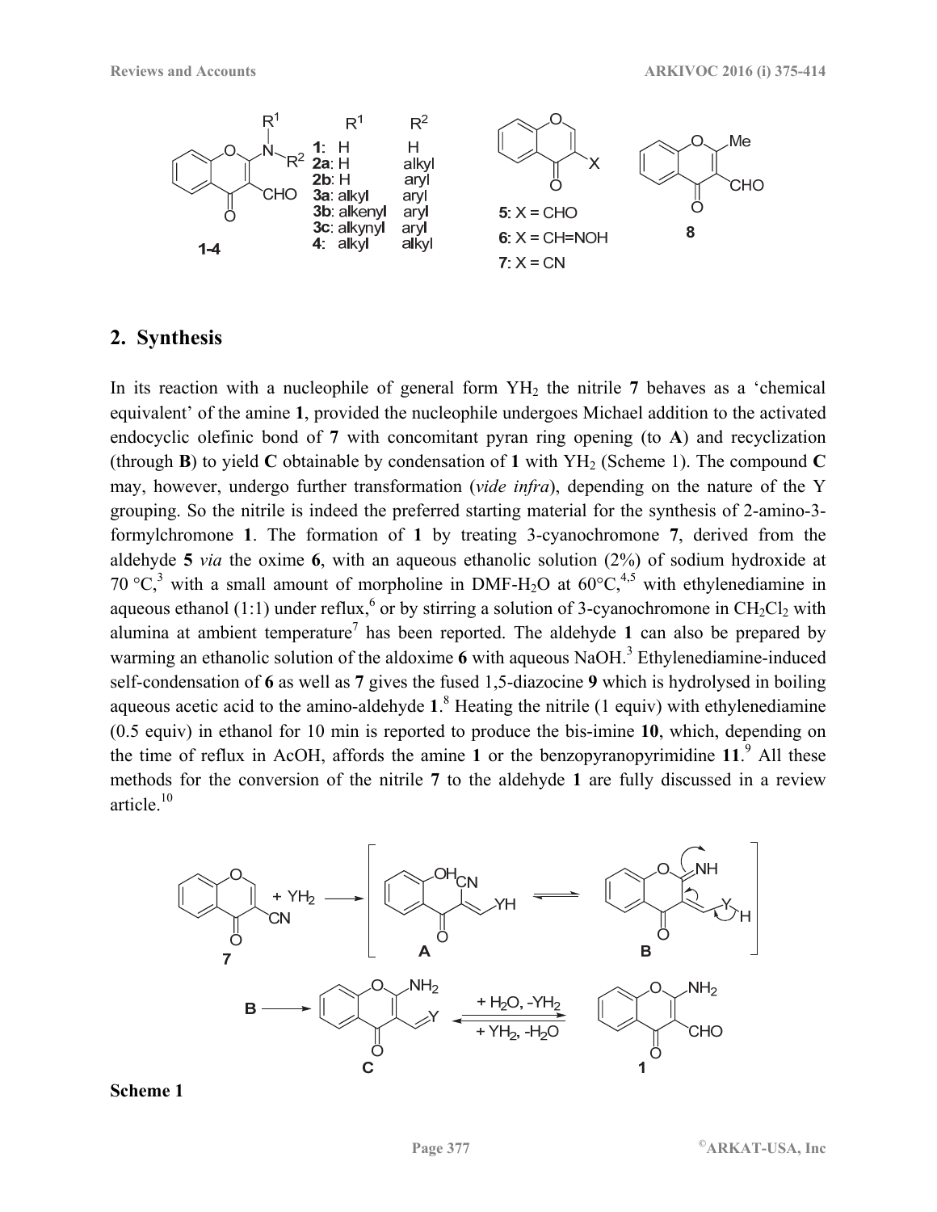## 2. Synthesis

In its reaction with a nucleophile of general form $YH_2$ the nitrile **7** behaves as a 'chemical equivalent' of the amine **1**, provided the nucleophile undergoes Michael addition to the activated endocyclic olefinic bond of **7** with concomitant pyran ring opening (to **A**) and recyclization (through **B**) to yield **C** obtainable by condensation of **1** with $YH_2$ (Scheme 1). The compound **C** may, however, undergo further transformation (*vide infra*), depending on the nature of the Y grouping. So the nitrile is indeed the preferred starting material for the synthesis of 2-amino-3-formylchromone **1**. The formation of **1** by treating 3-cyanochromone **7**, derived from the aldehyde **5** *via* the oxime **6**, with an aqueous ethanolic solution (2%) of sodium hydroxide at 70 °C,[3] with a small amount of morpholine in DMF-$H_2O$ at 60°C,[4,5] with ethylenediamine in aqueous ethanol (1:1) under reflux,[6] or by stirring a solution of 3-cyanochromone in $CH_2Cl_2$ with alumina at ambient temperature[7] has been reported. The aldehyde **1** can also be prepared by warming an ethanolic solution of the aldoxime **6** with aqueous NaOH.[3] Ethylenediamine-induced self-condensation of **6** as well as **7** gives the fused 1,5-diazocine **9** which is hydrolysed in boiling aqueous acetic acid to the amino-aldehyde **1**.[8] Heating the nitrile (1 equiv) with ethylenediamine (0.5 equiv) in ethanol for 10 min is reported to produce the bis-imine **10**, which, depending on the time of reflux in AcOH, affords the amine **1** or the benzopyranopyrimidine **11**.[9] All these methods for the conversion of the nitrile **7** to the aldehyde **1** are fully discussed in a review article.[10]

**Scheme 1**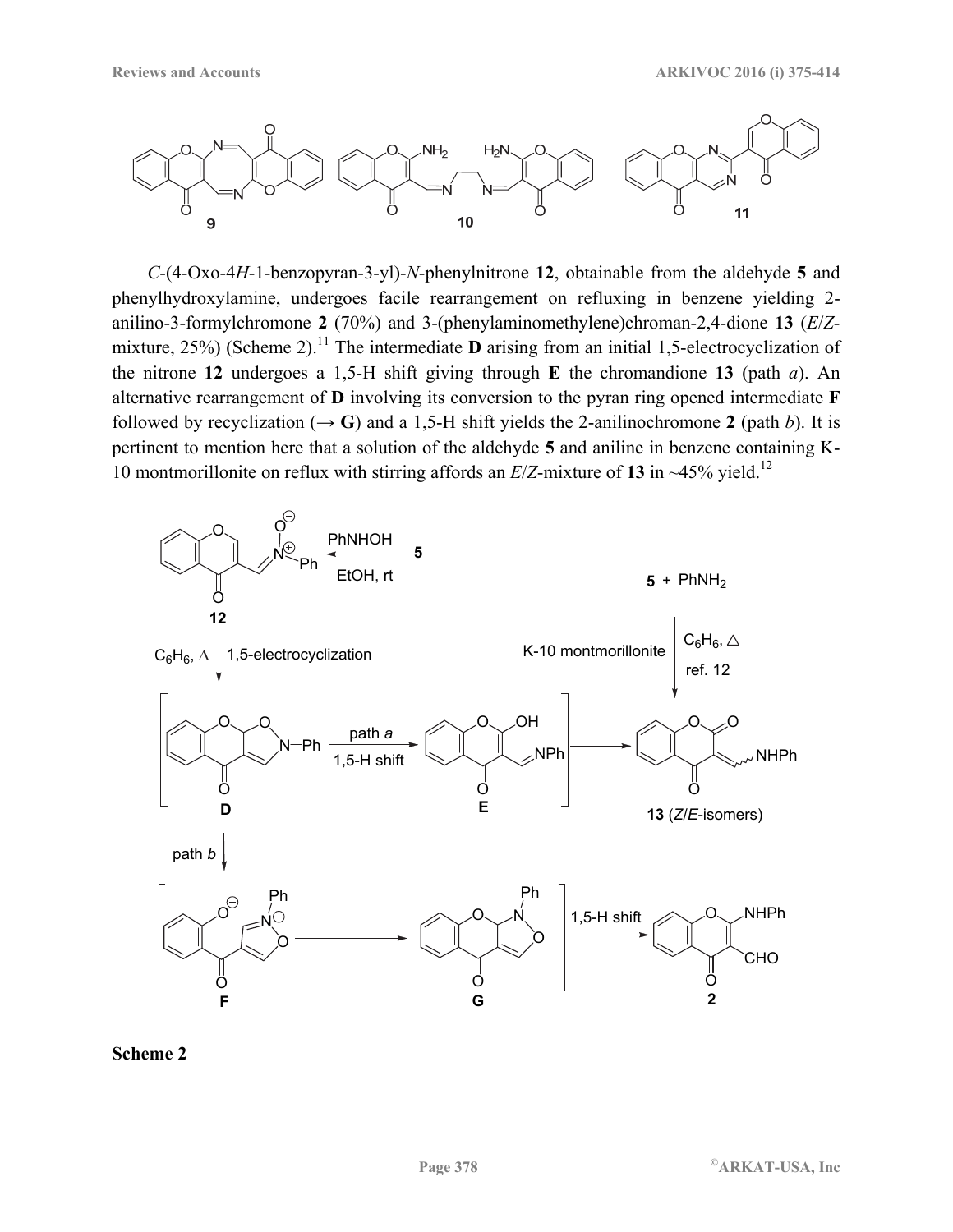*C*-(4-Oxo-4*H*-1-benzopyran-3-yl)-*N*-phenylnitrone **12**, obtainable from the aldehyde **5** and phenylhydroxylamine, undergoes facile rearrangement on refluxing in benzene yielding 2-anilino-3-formylchromone **2** (70%) and 3-(phenylaminomethylene)chroman-2,4-dione **13** (*E*/*Z*-mixture, 25%) (Scheme 2).[11] The intermediate **D** arising from an initial 1,5-electrocyclization of the nitrone **12** undergoes a 1,5-H shift giving through **E** the chromandione **13** (path *a*). An alternative rearrangement of **D** involving its conversion to the pyran ring opened intermediate **F** followed by recyclization (→ **G**) and a 1,5-H shift yields the 2-anilinochromone **2** (path *b*). It is pertinent to mention here that a solution of the aldehyde **5** and aniline in benzene containing K-10 montmorillonite on reflux with stirring affords an *E*/*Z*-mixture of **13** in ~45% yield.[12]

**Scheme 2**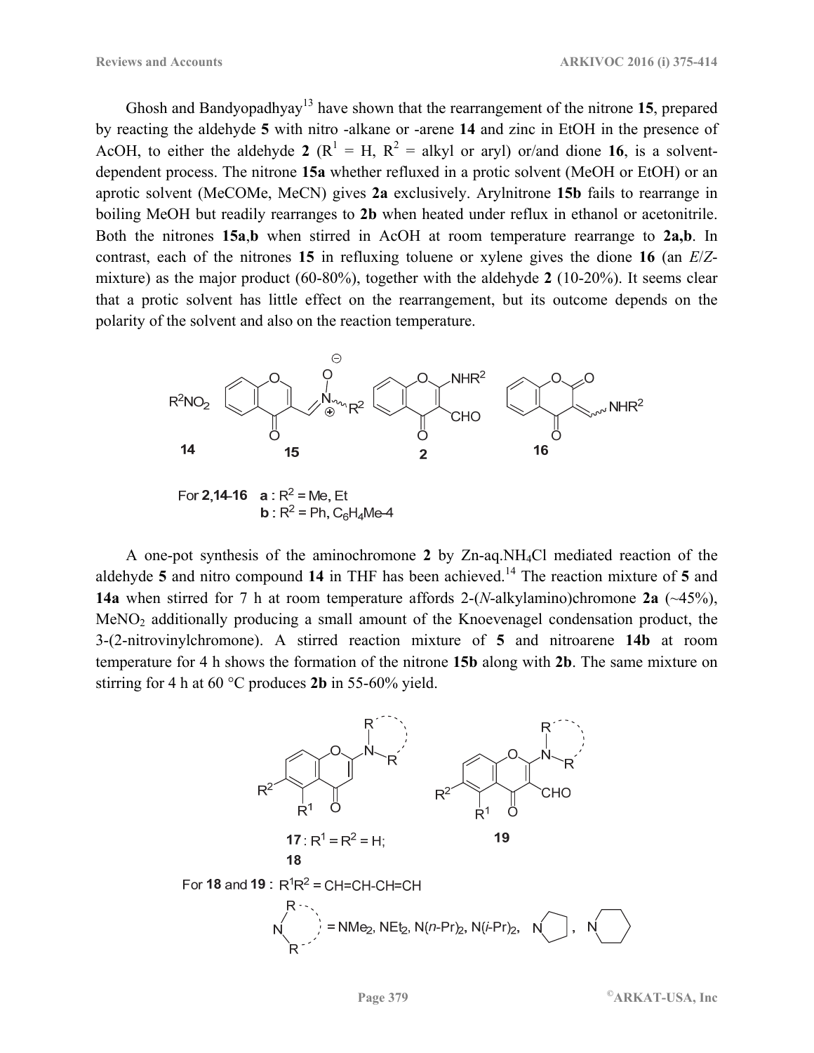Ghosh and Bandyopadhyay[13] have shown that the rearrangement of the nitrone **15**, prepared by reacting the aldehyde **5** with nitro -alkane or -arene **14** and zinc in EtOH in the presence of AcOH, to either the aldehyde **2** ($R^1$ = H, $R^2$ = alkyl or aryl) or/and dione **16**, is a solvent-dependent process. The nitrone **15a** whether refluxed in a protic solvent (MeOH or EtOH) or an aprotic solvent (MeCOMe, MeCN) gives **2a** exclusively. Arylnitrone **15b** fails to rearrange in boiling MeOH but readily rearranges to **2b** when heated under reflux in ethanol or acetonitrile. Both the nitrones **15a**,**b** when stirred in AcOH at room temperature rearrange to **2a,b**. In contrast, each of the nitrones **15** in refluxing toluene or xylene gives the dione **16** (an *E*/*Z*-mixture) as the major product (60-80%), together with the aldehyde **2** (10-20%). It seems clear that a protic solvent has little effect on the rearrangement, but its outcome depends on the polarity of the solvent and also on the reaction temperature.

For **2**,**14**-**16** **a** : $R^2$ = Me, Et
**b** : $R^2$ = Ph, $C_6H_4Me$-4

A one-pot synthesis of the aminochromone **2** by Zn-aq.$NH_4Cl$ mediated reaction of the aldehyde **5** and nitro compound **14** in THF has been achieved.[14] The reaction mixture of **5** and **14a** when stirred for 7 h at room temperature affords 2-(*N*-alkylamino)chromone **2a** (~45%), $MeNO_2$ additionally producing a small amount of the Knoevenagel condensation product, the 3-(2-nitrovinylchromone). A stirred reaction mixture of **5** and nitroarene **14b** at room temperature for 4 h shows the formation of the nitrone **15b** along with **2b**. The same mixture on stirring for 4 h at 60 °C produces **2b** in 55-60% yield.

**17** : $R^1$ = $R^2$ = H;
**18**

**19**

For **18** and **19** : $R^1R^2$ = CH=CH-CH=CH

$NR_2$ = $NMe_2$, $NEt_2$, N(*n*-Pr)$_2$, N(*i*-Pr)$_2$, pyrrolidino, piperidino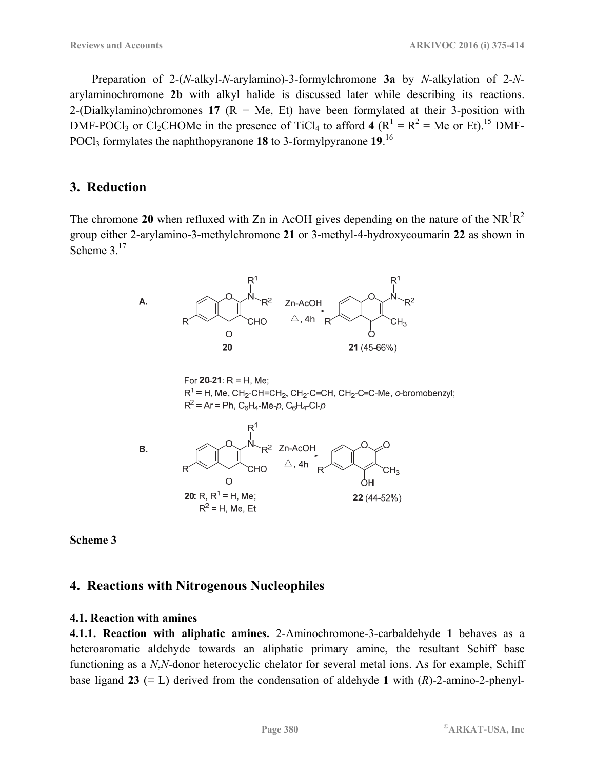Preparation of 2-(*N*-alkyl-*N*-arylamino)-3-formylchromone **3a** by *N*-alkylation of 2-*N*-arylaminochromone **2b** with alkyl halide is discussed later while describing its reactions. 2-(Dialkylamino)chromones **17** (R = Me, Et) have been formylated at their 3-position with DMF-$POCl_3$ or $Cl_2CHOMe$ in the presence of $TiCl_4$ to afford **4** ($R^1 = R^2$ = Me or Et).[15] DMF-$POCl_3$ formylates the naphthopyranone **18** to 3-formylpyranone **19**.[16]

## 3. Reduction

The chromone **20** when refluxed with Zn in AcOH gives depending on the nature of the $NR^1R^2$ group either 2-arylamino-3-methylchromone **21** or 3-methyl-4-hydroxycoumarin **22** as shown in Scheme 3.[17]

A. **20** → (Zn-AcOH, △, 4h) → **21** (45-66%)

For **20-21**: R = H, Me;
$R^1$ = H, Me, $CH_2$-CH=$CH_2$, $CH_2$-C≡CH, $CH_2$-C≡C-Me, *o*-bromobenzyl;
$R^2$ = Ar = Ph, $C_6H_4$-Me-*p*, $C_6H_4$-Cl-*p*

B. **20** → (Zn-AcOH, △, 4h) → **22** (44-52%)

**20**: R, $R^1$ = H, Me;
$R^2$ = H, Me, Et

**Scheme 3**

## 4. Reactions with Nitrogenous Nucleophiles

### 4.1. Reaction with amines

**4.1.1. Reaction with aliphatic amines.** 2-Aminochromone-3-carbaldehyde **1** behaves as a heteroaromatic aldehyde towards an aliphatic primary amine, the resultant Schiff base functioning as a *N*,*N*-donor heterocyclic chelator for several metal ions. As for example, Schiff base ligand **23** (≡ L) derived from the condensation of aldehyde **1** with (*R*)-2-amino-2-phenyl-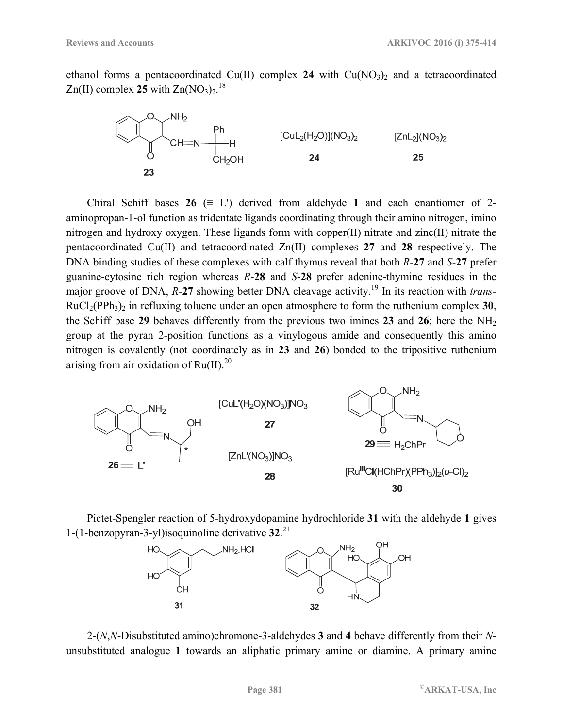ethanol forms a pentacoordinated Cu(II) complex **24** with $Cu(NO_3)_2$ and a tetracoordinated Zn(II) complex **25** with $Zn(NO_3)_2$.[18]

$[CuL_2(H_2O)](NO_3)_2$

**24**

$[ZnL_2](NO_3)_2$

**25**

**23**

Chiral Schiff bases **26** (≡ L') derived from aldehyde **1** and each enantiomer of 2-aminopropan-1-ol function as tridentate ligands coordinating through their amino nitrogen, imino nitrogen and hydroxy oxygen. These ligands form with copper(II) nitrate and zinc(II) nitrate the pentacoordinated Cu(II) and tetracoordinated Zn(II) complexes **27** and **28** respectively. The DNA binding studies of these complexes with calf thymus reveal that both *R*-**27** and *S*-**27** prefer guanine-cytosine rich region whereas *R*-**28** and *S*-**28** prefer adenine-thymine residues in the major groove of DNA, *R*-**27** showing better DNA cleavage activity.[19] In its reaction with *trans*-$RuCl_2(PPh_3)_2$ in refluxing toluene under an open atmosphere to form the ruthenium complex **30**, the Schiff base **29** behaves differently from the previous two imines **23** and **26**; here the $NH_2$ group at the pyran 2-position functions as a vinylogous amide and consequently this amino nitrogen is covalently (not coordinately as in **23** and **26**) bonded to the tripositive ruthenium arising from air oxidation of Ru(II).[20]

**26** ≡ L'

$[CuL'(H_2O)(NO_3)]NO_3$

**27**

$[ZnL'(NO_3)]NO_3$

**28**

**29** ≡ $H_2ChPr$

$[Ru^{III}Cl(HChPr)(PPh_3)]_2(u\text{-}Cl)_2$

**30**

Pictet-Spengler reaction of 5-hydroxydopamine hydrochloride **31** with the aldehyde **1** gives 1-(1-benzopyran-3-yl)isoquinoline derivative **32**.[21]

**31**

**32**

2-(*N*,*N*-Disubstituted amino)chromone-3-aldehydes **3** and **4** behave differently from their *N*-unsubstituted analogue **1** towards an aliphatic primary amine or diamine. A primary amine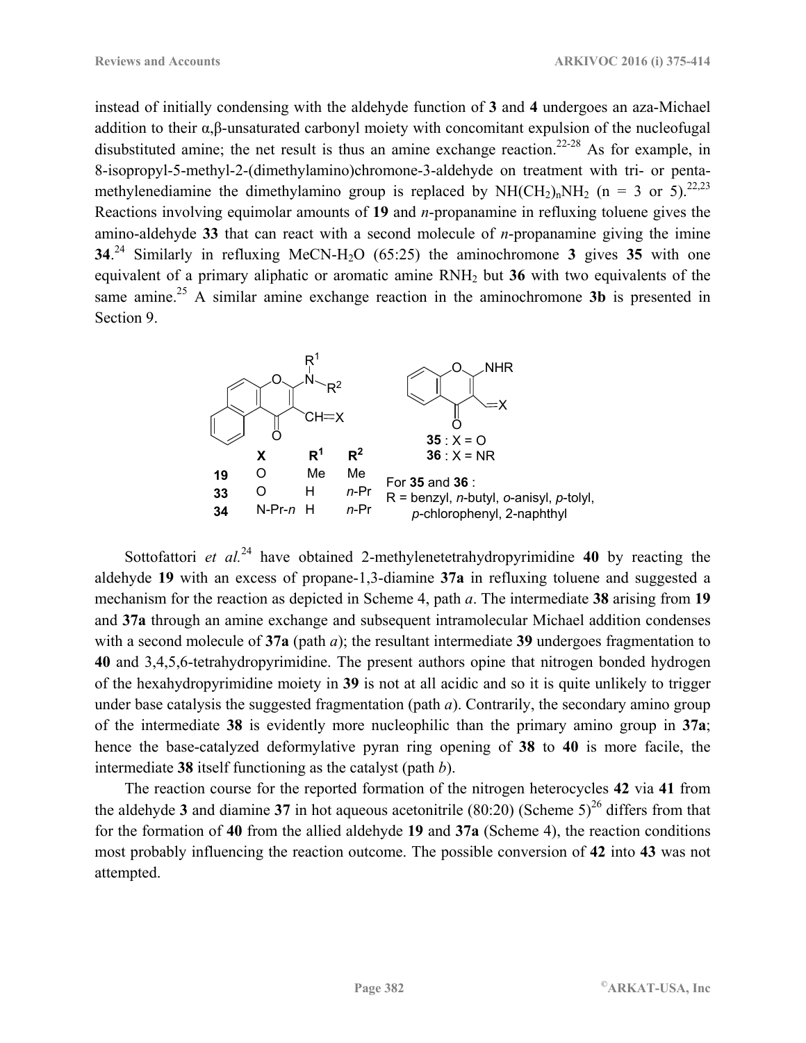instead of initially condensing with the aldehyde function of **3** and **4** undergoes an aza-Michael addition to their α,β-unsaturated carbonyl moiety with concomitant expulsion of the nucleofugal disubstituted amine; the net result is thus an amine exchange reaction.[22-28] As for example, in 8-isopropyl-5-methyl-2-(dimethylamino)chromone-3-aldehyde on treatment with tri- or penta-methylenediamine the dimethylamino group is replaced by $NH(CH_2)_nNH_2$ (n = 3 or 5).[22,23] Reactions involving equimolar amounts of **19** and *n*-propanamine in refluxing toluene gives the amino-aldehyde **33** that can react with a second molecule of *n*-propanamine giving the imine **34**.[24] Similarly in refluxing $MeCN$-$H_2O$ (65:25) the aminochromone **3** gives **35** with one equivalent of a primary aliphatic or aromatic amine $RNH_2$ but **36** with two equivalents of the same amine.[25] A similar amine exchange reaction in the aminochromone **3b** is presented in Section 9.

| | X | $R^1$ | $R^2$ |
|---|---|---|---|
| **19** | O | Me | Me |
| **33** | O | H | *n*-Pr |
| **34** | N-Pr-*n* | H | *n*-Pr |

**35** : X = O
**36** : X = NR

For **35** and **36** : R = benzyl, *n*-butyl, *o*-anisyl, *p*-tolyl, *p*-chlorophenyl, 2-naphthyl

Sottofattori *et al.*[24] have obtained 2-methylenetetrahydropyrimidine **40** by reacting the aldehyde **19** with an excess of propane-1,3-diamine **37a** in refluxing toluene and suggested a mechanism for the reaction as depicted in Scheme 4, path *a*. The intermediate **38** arising from **19** and **37a** through an amine exchange and subsequent intramolecular Michael addition condenses with a second molecule of **37a** (path *a*); the resultant intermediate **39** undergoes fragmentation to **40** and 3,4,5,6-tetrahydropyrimidine. The present authors opine that nitrogen bonded hydrogen of the hexahydropyrimidine moiety in **39** is not at all acidic and so it is quite unlikely to trigger under base catalysis the suggested fragmentation (path *a*). Contrarily, the secondary amino group of the intermediate **38** is evidently more nucleophilic than the primary amino group in **37a**; hence the base-catalyzed deformylative pyran ring opening of **38** to **40** is more facile, the intermediate **38** itself functioning as the catalyst (path *b*).

The reaction course for the reported formation of the nitrogen heterocycles **42** via **41** from the aldehyde **3** and diamine **37** in hot aqueous acetonitrile (80:20) (Scheme 5)[26] differs from that for the formation of **40** from the allied aldehyde **19** and **37a** (Scheme 4), the reaction conditions most probably influencing the reaction outcome. The possible conversion of **42** into **43** was not attempted.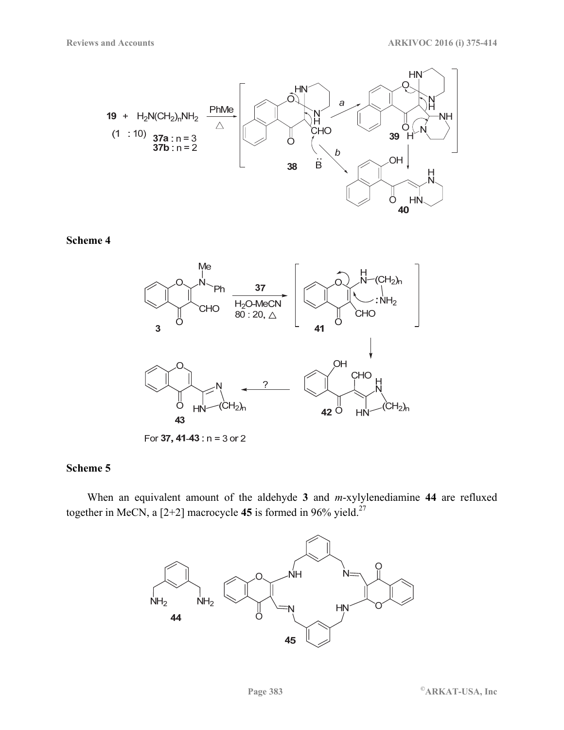**Scheme 4**

**Scheme 5**

When an equivalent amount of the aldehyde **3** and *m*-xylylenediamine **44** are refluxed together in MeCN, a [2+2] macrocycle **45** is formed in 96% yield.[27]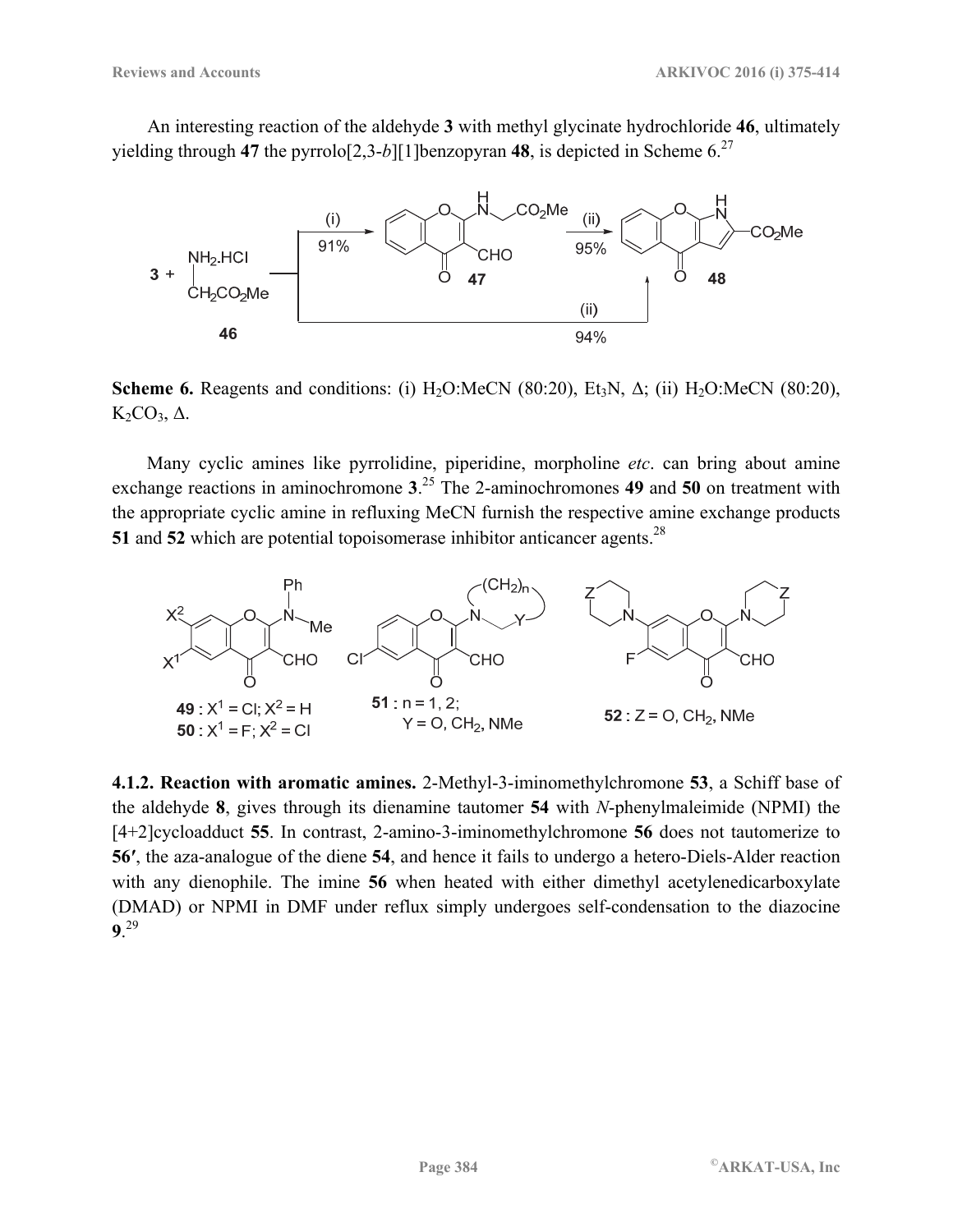An interesting reaction of the aldehyde **3** with methyl glycinate hydrochloride **46**, ultimately yielding through **47** the pyrrolo[2,3-*b*][1]benzopyran **48**, is depicted in Scheme 6.[27]

**Scheme 6.** Reagents and conditions: (i) $H_2O$:MeCN (80:20), $Et_3N$, Δ; (ii) $H_2O$:MeCN (80:20), $K_2CO_3$, Δ.

Many cyclic amines like pyrrolidine, piperidine, morpholine *etc*. can bring about amine exchange reactions in aminochrome **3**.[25] The 2-aminochromones **49** and **50** on treatment with the appropriate cyclic amine in refluxing MeCN furnish the respective amine exchange products **51** and **52** which are potential topoisomerase inhibitor anticancer agents.[28]

**4.1.2. Reaction with aromatic amines.** 2-Methyl-3-iminomethylchromone **53**, a Schiff base of the aldehyde **8**, gives through its dienamine tautomer **54** with *N*-phenylmaleimide (NPMI) the [4+2]cycloadduct **55**. In contrast, 2-amino-3-iminomethylchromone **56** does not tautomerize to **56′**, the aza-analogue of the diene **54**, and hence it fails to undergo a hetero-Diels-Alder reaction with any dienophile. The imine **56** when heated with either dimethyl acetylenedicarboxylate (DMAD) or NPMI in DMF under reflux simply undergoes self-condensation to the diazocine **9**.[29]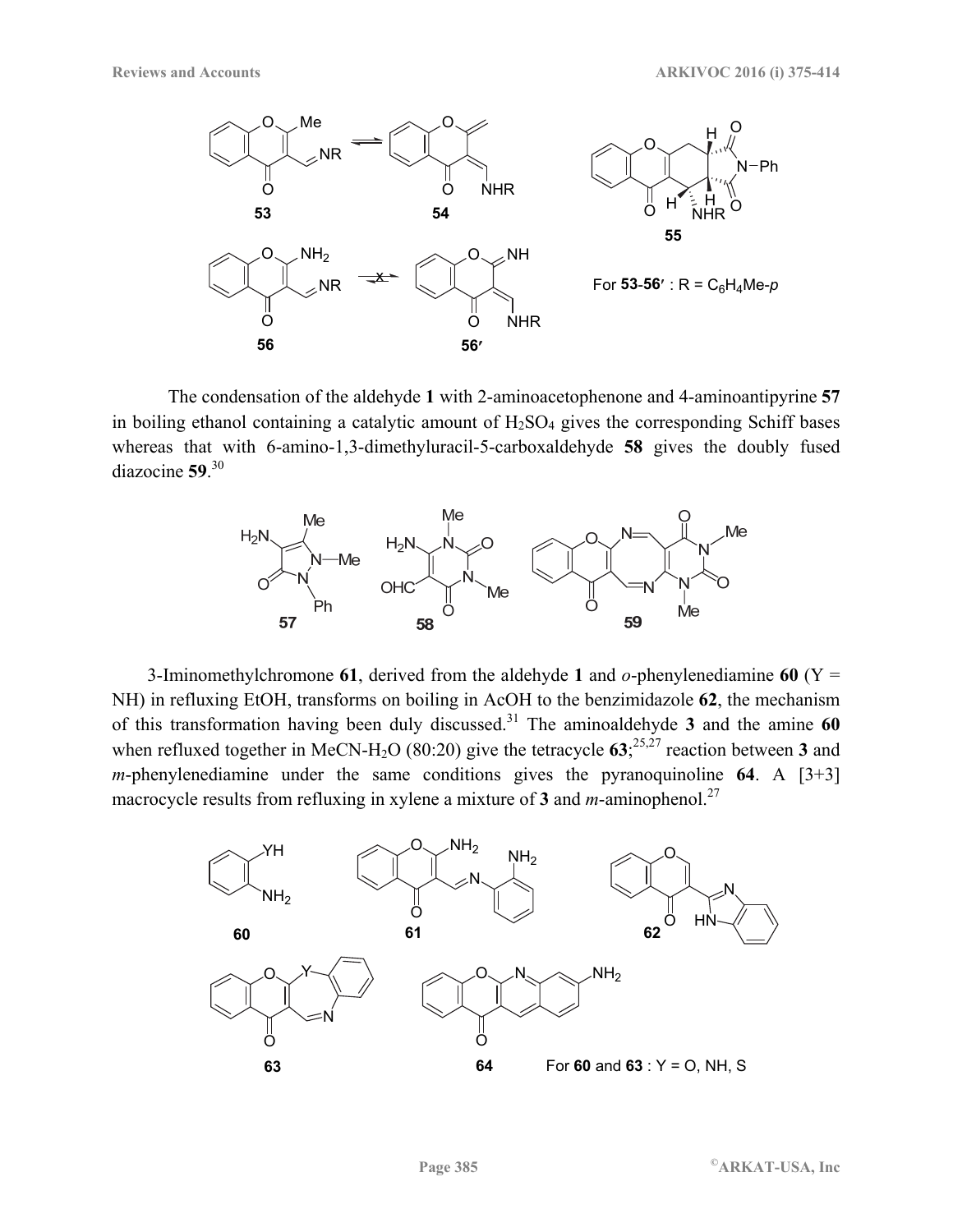For **53**-**56′** : R = $C_6H_4Me$-*p*

The condensation of the aldehyde **1** with 2-aminoacetophenone and 4-aminoantipyrine **57** in boiling ethanol containing a catalytic amount of $H_2SO_4$ gives the corresponding Schiff bases whereas that with 6-amino-1,3-dimethyluracil-5-carboxaldehyde **58** gives the doubly fused diazocine **59**.[30]

3-Iminomethylchromone **61**, derived from the aldehyde **1** and *o*-phenylenediamine **60** (Y = NH) in refluxing EtOH, transforms on boiling in AcOH to the benzimidazole **62**, the mechanism of this transformation having been duly discussed.[31] The aminoaldehyde **3** and the amine **60** when refluxed together in MeCN-$H_2O$ (80:20) give the tetracycle **63**;[25,27] reaction between **3** and *m*-phenylenediamine under the same conditions gives the pyranoquinoline **64**. A [3+3] macrocycle results from refluxing in xylene a mixture of **3** and *m*-aminophenol.[27]

For **60** and **63** : Y = O, NH, S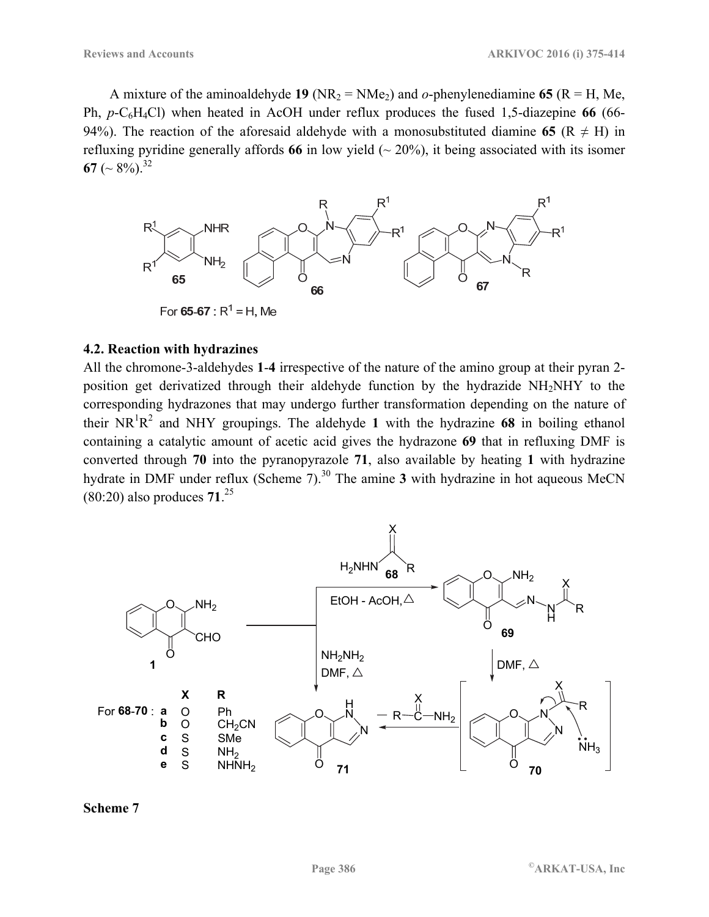A mixture of the aminoaldehyde **19** ($NR_2 = NMe_2$) and *o*-phenylenediamine **65** (R = H, Me, Ph, *p*-$C_6H_4Cl$) when heated in AcOH under reflux produces the fused 1,5-diazepine **66** (66-94%). The reaction of the aforesaid aldehyde with a monosubstituted diamine **65** (R ≠ H) in refluxing pyridine generally affords **66** in low yield (~ 20%), it being associated with its isomer **67** (~ 8%).[32]

For **65**-**67** : $R^1$ = H, Me

### 4.2. Reaction with hydrazines

All the chromone-3-aldehydes **1**-**4** irrespective of the nature of the amino group at their pyran 2-position get derivatized through their aldehyde function by the hydrazide $NH_2NHY$ to the corresponding hydrazones that may undergo further transformation depending on the nature of their $NR^1R^2$ and NHY groupings. The aldehyde **1** with the hydrazine **68** in boiling ethanol containing a catalytic amount of acetic acid gives the hydrazone **69** that in refluxing DMF is converted through **70** into the pyranopyrazole **71**, also available by heating **1** with hydrazine hydrate in DMF under reflux (Scheme 7).[30] The amine **3** with hydrazine in hot aqueous MeCN (80:20) also produces **71**.[25]

For **68**-**70** :

| | X | R |
|---|---|---|
| **a** | O | Ph |
| **b** | O | $CH_2CN$ |
| **c** | S | SMe |
| **d** | S | $NH_2$ |
| **e** | S | $NHNH_2$ |

**Scheme 7**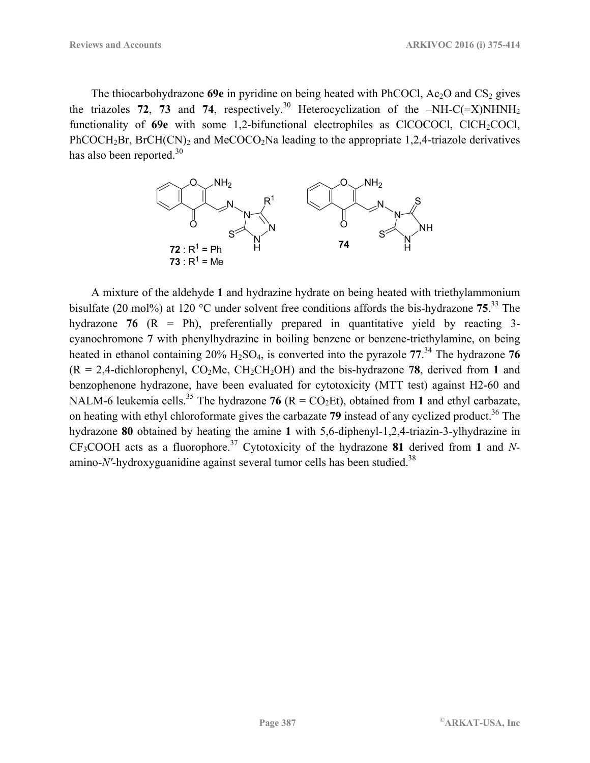The thiocarbohydrazone **69e** in pyridine on being heated with PhCOCl, $Ac_2O$ and $CS_2$ gives the triazoles **72**, **73** and **74**, respectively.[30] Heterocyclization of the $–NH-C(=X)NHNH_2$ functionality of **69e** with some 1,2-bifunctional electrophiles as ClCOCOCl, $ClCH_2COCl$, $PhCOCH_2Br$, $BrCH(CN)_2$ and $MeCOCO_2Na$ leading to the appropriate 1,2,4-triazole derivatives has also been reported.[30]

**72** : $R^1$ = Ph
**73** : $R^1$ = Me

**74**

A mixture of the aldehyde **1** and hydrazine hydrate on being heated with triethylammonium bisulfate (20 mol%) at 120 °C under solvent free conditions affords the bis-hydrazone **75**.[33] The hydrazone **76** (R = Ph), preferentially prepared in quantitative yield by reacting 3-cyanochromone **7** with phenylhydrazine in boiling benzene or benzene-triethylamine, on being heated in ethanol containing 20% $H_2SO_4$, is converted into the pyrazole **77**.[34] The hydrazone **76** (R = 2,4-dichlorophenyl, $CO_2Me$, $CH_2CH_2OH$) and the bis-hydrazone **78**, derived from **1** and benzophenone hydrazone, have been evaluated for cytotoxicity (MTT test) against H2-60 and NALM-6 leukemia cells.[35] The hydrazone **76** (R = $CO_2Et$), obtained from **1** and ethyl carbazate, on heating with ethyl chloroformate gives the carbazate **79** instead of any cyclized product.[36] The hydrazone **80** obtained by heating the amine **1** with 5,6-diphenyl-1,2,4-triazin-3-ylhydrazine in $CF_3COOH$ acts as a fluorophore.[37] Cytotoxicity of the hydrazone **81** derived from **1** and *N*-amino-*N'*-hydroxyguanidine against several tumor cells has been studied.[38]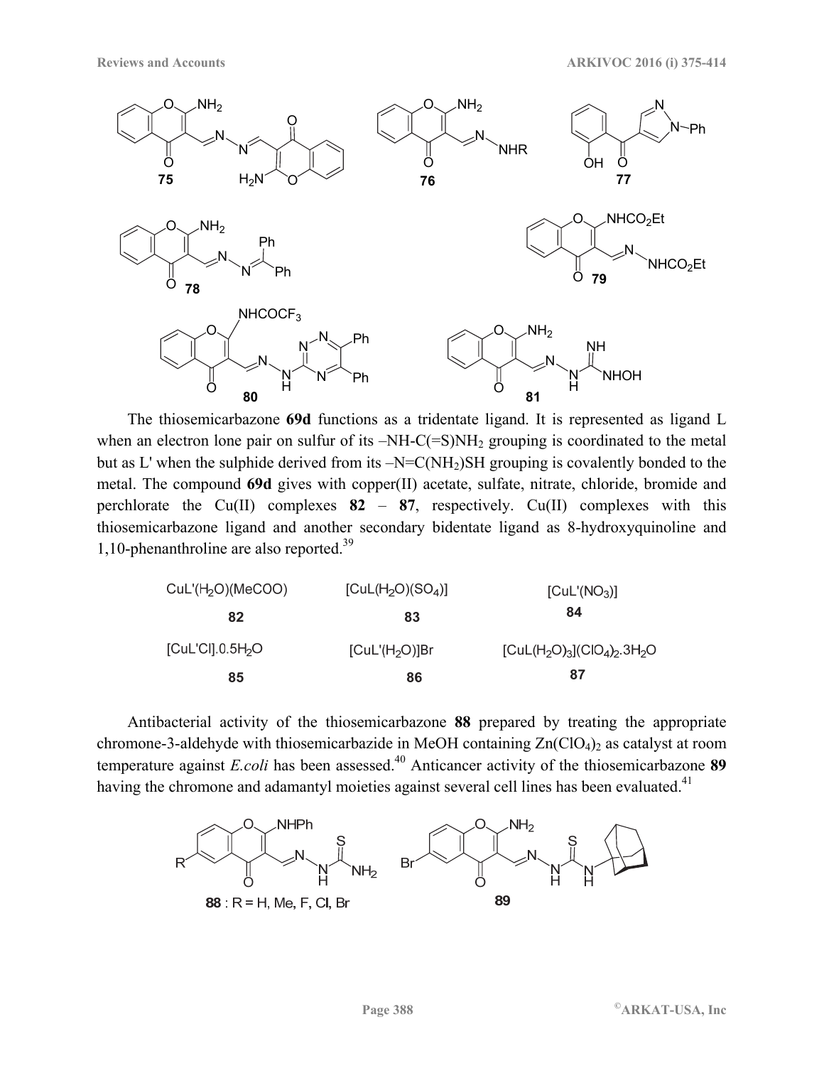The thiosemicarbazone **69d** functions as a tridentate ligand. It is represented as ligand L when an electron lone pair on sulfur of its –NH-C(=S)$NH_2$ grouping is coordinated to the metal but as L' when the sulphide derived from its –N=C($NH_2$)SH grouping is covalently bonded to the metal. The compound **69d** gives with copper(II) acetate, sulfate, nitrate, chloride, bromide and perchlorate the Cu(II) complexes **82** – **87**, respectively. Cu(II) complexes with this thiosemicarbazone ligand and another secondary bidentate ligand as 8-hydroxyquinoline and 1,10-phenanthroline are also reported.[39]

| | | |
|---|---|---|
| CuL'($H_2O$)(MeCOO) | [CuL($H_2O$)($SO_4$)] | [CuL'($NO_3$)] |
| **82** | **83** | **84** |
| [CuL'Cl].0.5$H_2O$ | [CuL'($H_2O$)]Br | [CuL($H_2O$)$_3$]($ClO_4$)$_2$.3$H_2O$ |
| **85** | **86** | **87** |

Antibacterial activity of the thiosemicarbazone **88** prepared by treating the appropriate chromone-3-aldehyde with thiosemicarbazide in MeOH containing $Zn(ClO_4)_2$ as catalyst at room temperature against *E.coli* has been assessed.[40] Anticancer activity of the thiosemicarbazone **89** having the chromone and adamantyl moieties against several cell lines has been evaluated.[41]

**88** : R = H, Me, F, Cl, Br

**89**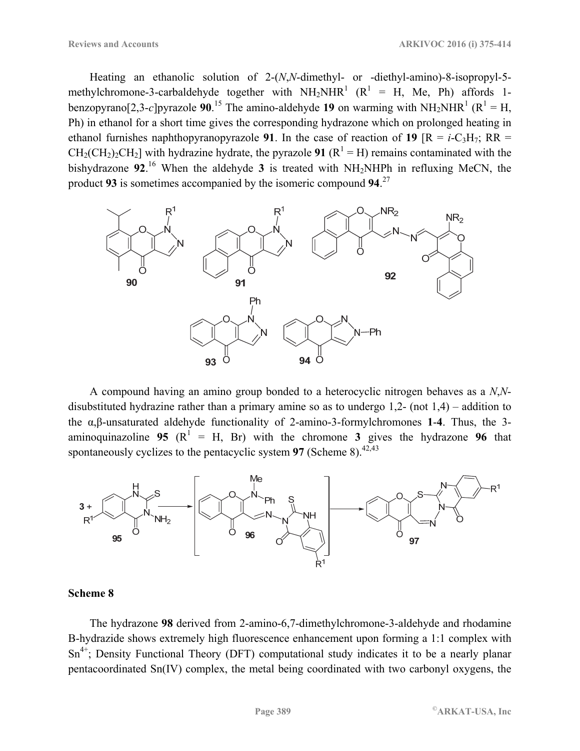Heating an ethanolic solution of 2-(*N*,*N*-dimethyl- or -diethyl-amino)-8-isopropyl-5-methylchromone-3-carbaldehyde together with $NH_2NHR^1$ ($R^1$ = H, Me, Ph) affords 1-benzopyrano[2,3-*c*]pyrazole **90**.[15] The amino-aldehyde **19** on warming with $NH_2NHR^1$ ($R^1$ = H, Ph) in ethanol for a short time gives the corresponding hydrazone which on prolonged heating in ethanol furnishes naphthopyranopyrazole **91**. In the case of reaction of **19** [R = *i*-$C_3H_7$; RR = $CH_2(CH_2)_2CH_2$] with hydrazine hydrate, the pyrazole **91** ($R^1$ = H) remains contaminated with the bishydrazone **92**.[16] When the aldehyde **3** is treated with $NH_2NHPh$ in refluxing MeCN, the product **93** is sometimes accompanied by the isomeric compound **94**.[27]

A compound having an amino group bonded to a heterocyclic nitrogen behaves as a *N*,*N*-disubstituted hydrazine rather than a primary amine so as to undergo 1,2- (not 1,4) – addition to the α,β-unsaturated aldehyde functionality of 2-amino-3-formylchromones **1**-**4**. Thus, the 3-aminoquinazoline **95** ($R^1$ = H, Br) with the chromone **3** gives the hydrazone **96** that spontaneously cyclizes to the pentacyclic system **97** (Scheme 8).[42,43]

**Scheme 8**

The hydrazone **98** derived from 2-amino-6,7-dimethylchromone-3-aldehyde and rhodamine B-hydrazide shows extremely high fluorescence enhancement upon forming a 1:1 complex with $Sn^{4+}$; Density Functional Theory (DFT) computational study indicates it to be a nearly planar pentacoordinated Sn(IV) complex, the metal being coordinated with two carbonyl oxygens, the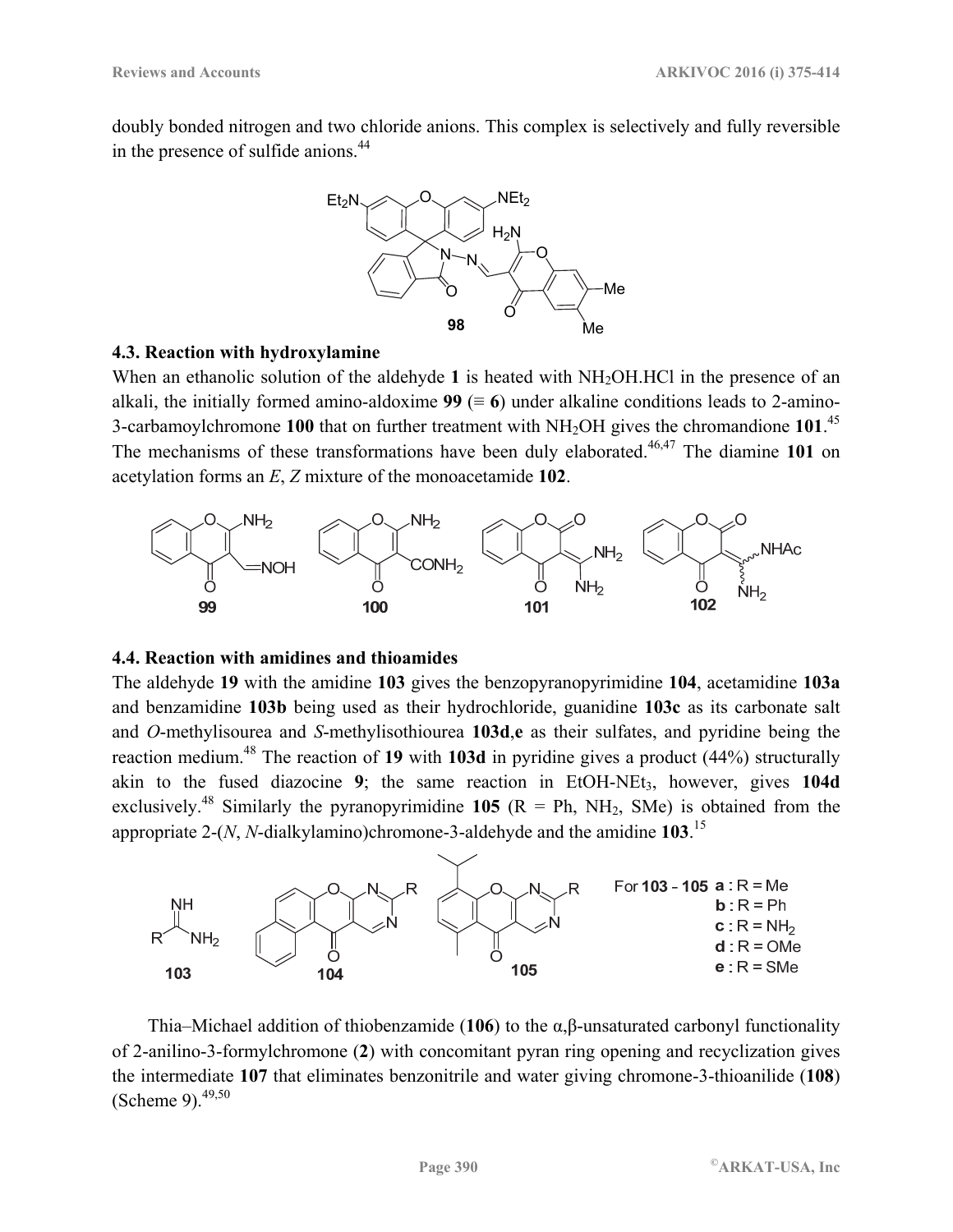doubly bonded nitrogen and two chloride anions. This complex is selectively and fully reversible in the presence of sulfide anions.[44]

### 4.3. Reaction with hydroxylamine

When an ethanolic solution of the aldehyde **1** is heated with $NH_2OH.HCl$ in the presence of an alkali, the initially formed amino-aldoxime **99** (≡ **6**) under alkaline conditions leads to 2-amino-3-carbamoylchromone **100** that on further treatment with $NH_2OH$ gives the chromandione **101**.[45] The mechanisms of these transformations have been duly elaborated.[46,47] The diamine **101** on acetylation forms an *E*, *Z* mixture of the monoacetamide **102**.

### 4.4. Reaction with amidines and thioamides

The aldehyde **19** with the amidine **103** gives the benzopyranopyrimidine **104**, acetamidine **103a** and benzamidine **103b** being used as their hydrochloride, guanidine **103c** as its carbonate salt and *O*-methylisourea and *S*-methylisothiourea **103d**,**e** as their sulfates, and pyridine being the reaction medium.[48] The reaction of **19** with **103d** in pyridine gives a product (44%) structurally akin to the fused diazocine **9**; the same reaction in EtOH-$NEt_3$, however, gives **104d** exclusively.[48] Similarly the pyranopyrimidine **105** (R = Ph, $NH_2$, SMe) is obtained from the appropriate 2-(*N*, *N*-dialkylamino)chromone-3-aldehyde and the amidine **103**.[15]

For **103** – **105** **a** : R = Me; **b** : R = Ph; **c** : R = $NH_2$; **d** : R = OMe; **e** : R = SMe

Thia–Michael addition of thiobenzamide (**106**) to the α,β-unsaturated carbonyl functionality of 2-anilino-3-formylchromone (**2**) with concomitant pyran ring opening and recyclization gives the intermediate **107** that eliminates benzonitrile and water giving chromone-3-thioanilide (**108**) (Scheme 9).[49,50]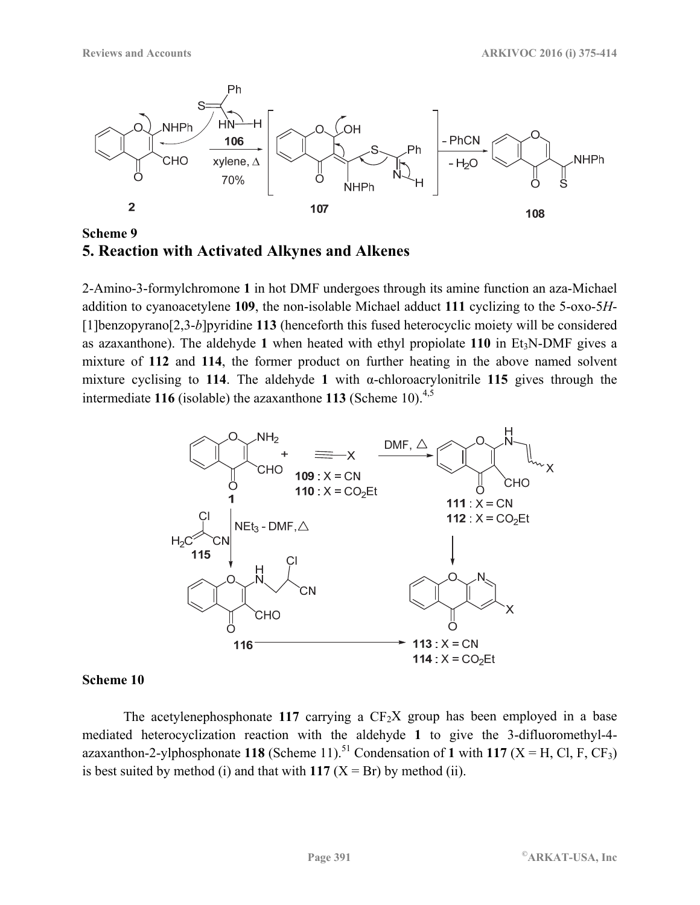Scheme 9

## 5. Reaction with Activated Alkynes and Alkenes

2-Amino-3-formylchromone **1** in hot DMF undergoes through its amine function an aza-Michael addition to cyanoacetylene **109**, the non-isolable Michael adduct **111** cyclizing to the 5-oxo-5*H*-[1]benzopyrano[2,3-*b*]pyridine **113** (henceforth this fused heterocyclic moiety will be considered as azaxanthone). The aldehyde **1** when heated with ethyl propiolate **110** in $Et_3N$-DMF gives a mixture of **112** and **114**, the former product on further heating in the above named solvent mixture cyclising to **114**. The aldehyde **1** with α-chloroacrylonitrile **115** gives through the intermediate **116** (isolable) the azaxanthone **113** (Scheme 10).[4,5]

**Scheme 10**

The acetylenephosphonate **117** carrying a $CF_2X$ group has been employed in a base mediated heterocyclization reaction with the aldehyde **1** to give the 3-difluoromethyl-4-azaxanthon-2-ylphosphonate **118** (Scheme 11).[51] Condensation of **1** with **117** (X = H, Cl, F, $CF_3$) is best suited by method (i) and that with **117** (X = Br) by method (ii).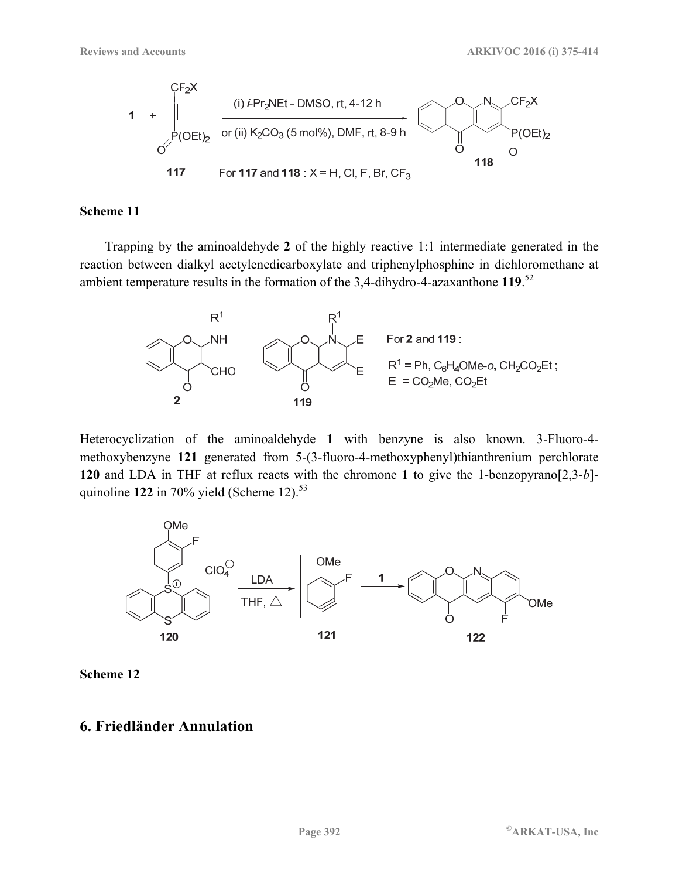**Scheme 11**

Trapping by the aminoaldehyde **2** of the highly reactive 1:1 intermediate generated in the reaction between dialkyl acetylenedicarboxylate and triphenylphosphine in dichloromethane at ambient temperature results in the formation of the 3,4-dihydro-4-azaxanthone **119**.[52]

Heterocyclization of the aminoaldehyde **1** with benzyne is also known. 3-Fluoro-4-methoxybenzyne **121** generated from 5-(3-fluoro-4-methoxyphenyl)thianthrenium perchlorate **120** and LDA in THF at reflux reacts with the chromone **1** to give the 1-benzopyrano[2,3-*b*]-quinoline **122** in 70% yield (Scheme 12).[53]

**Scheme 12**

## 6. Friedländer Annulation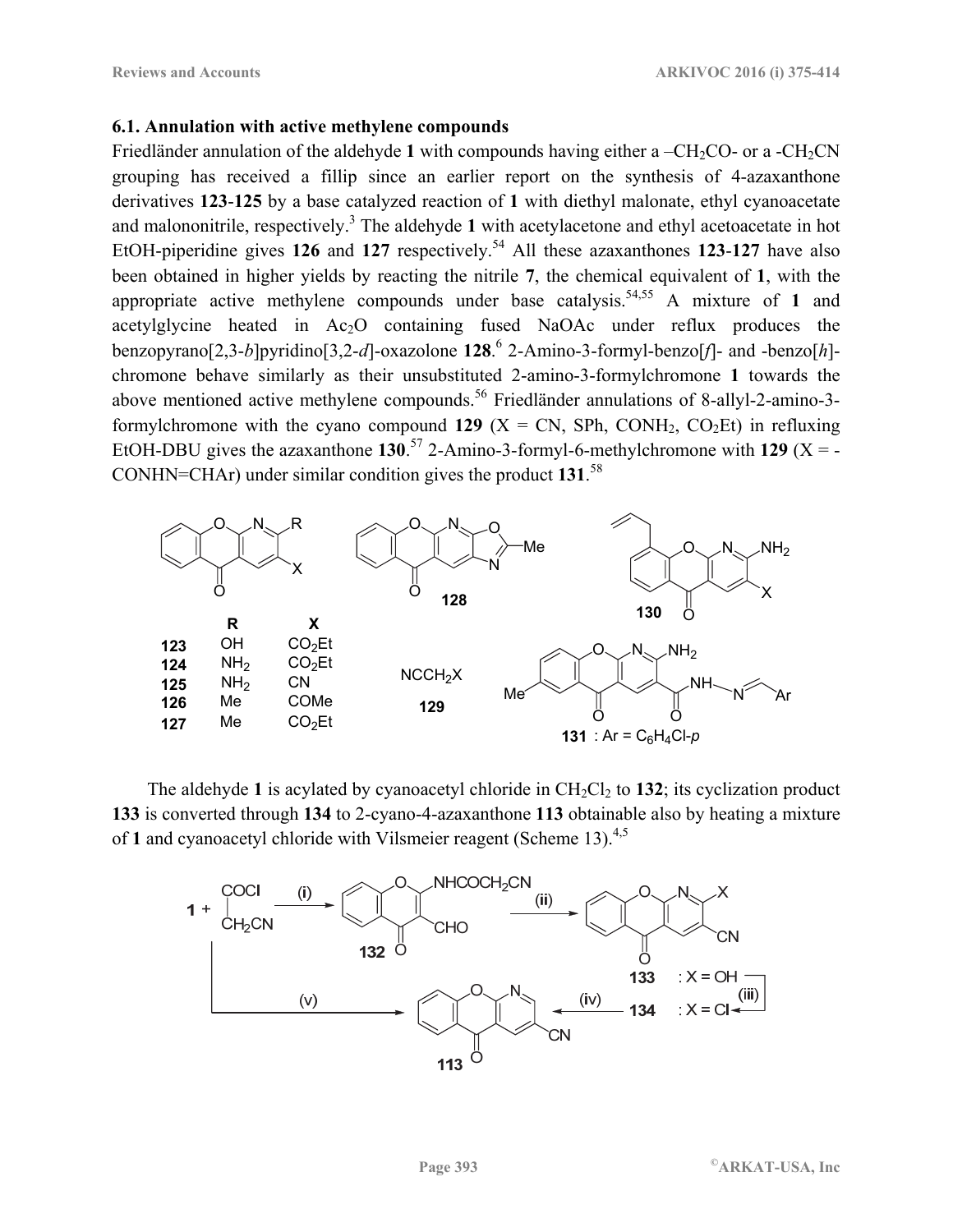### 6.1. Annulation with active methylene compounds

Friedländer annulation of the aldehyde **1** with compounds having either a –$CH_2CO$- or a -$CH_2CN$ grouping has received a fillip since an earlier report on the synthesis of 4-azaxanthone derivatives **123**-**125** by a base catalyzed reaction of **1** with diethyl malonate, ethyl cyanoacetate and malononitrile, respectively.[3] The aldehyde **1** with acetylacetone and ethyl acetoacetate in hot EtOH-piperidine gives **126** and **127** respectively.[54] All these azaxanthones **123**-**127** have also been obtained in higher yields by reacting the nitrile **7**, the chemical equivalent of **1**, with the appropriate active methylene compounds under base catalysis.[54,55] A mixture of **1** and acetylglycine heated in $Ac_2O$ containing fused NaOAc under reflux produces the benzopyrano[2,3-*b*]pyridino[3,2-*d*]-oxazolone **128**.[6] 2-Amino-3-formyl-benzo[*f*]- and -benzo[*h*]-chromone behave similarly as their unsubstituted 2-amino-3-formylchromone **1** towards the above mentioned active methylene compounds.[56] Friedländer annulations of 8-allyl-2-amino-3-formylchromone with the cyano compound **129** (X = CN, SPh, $CONH_2$, $CO_2Et$) in refluxing EtOH-DBU gives the azaxanthone **130**.[57] 2-Amino-3-formyl-6-methylchromone with **129** (X = -CONHN=CHAr) under similar condition gives the product **131**.[58]

| | R | X |
|---|---|---|
| **123** | OH | $CO_2Et$ |
| **124** | $NH_2$ | $CO_2Et$ |
| **125** | $NH_2$ | CN |
| **126** | Me | COMe |
| **127** | Me | $CO_2Et$ |

**128**

$NCCH_2X$ **129**

**130**

**131** : Ar = $C_6H_4Cl$-*p*

The aldehyde **1** is acylated by cyanoacetyl chloride in $CH_2Cl_2$ to **132**; its cyclization product **133** is converted through **134** to 2-cyano-4-azaxanthone **113** obtainable also by heating a mixture of **1** and cyanoacetyl chloride with Vilsmeier reagent (Scheme 13).[4,5]

**132**; **133** : X = OH; **134** : X = Cl; **113**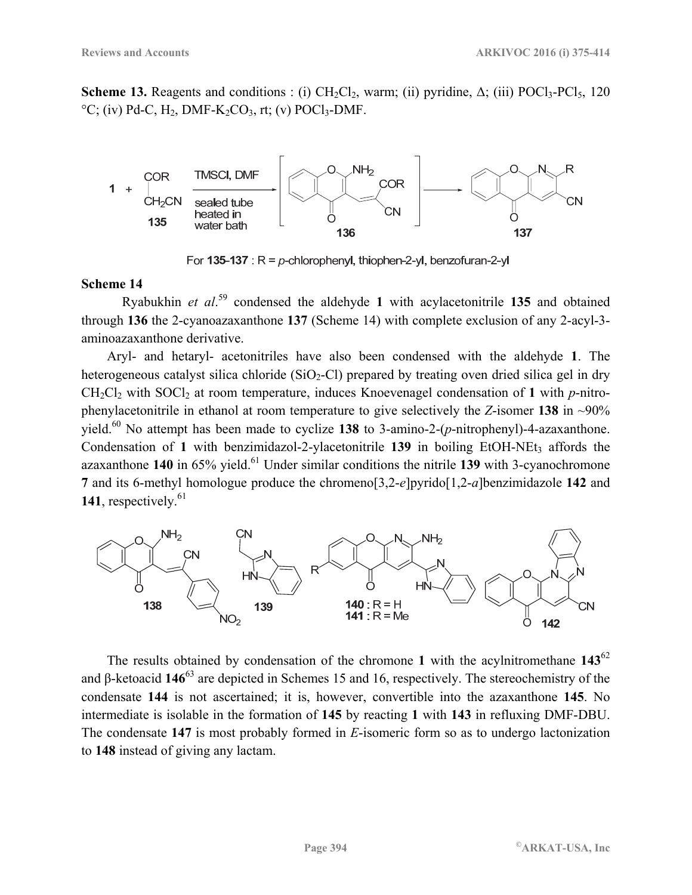**Scheme 13.** Reagents and conditions : (i) $CH_2Cl_2$, warm; (ii) pyridine, Δ; (iii) $POCl_3$-$PCl_5$, 120 °C; (iv) Pd-C, $H_2$, DMF-$K_2CO_3$, rt; (v) $POCl_3$-DMF.

For **135**-**137** : R = *p*-chlorophenyl, thiophen-2-yl, benzofuran-2-yl

**Scheme 14**

Ryabukhin *et al*.[59] condensed the aldehyde **1** with acylacetonitrile **135** and obtained through **136** the 2-cyanoazaxanthone **137** (Scheme 14) with complete exclusion of any 2-acyl-3-aminoazaxanthone derivative.

Aryl- and hetaryl- acetonitriles have also been condensed with the aldehyde **1**. The heterogeneous catalyst silica chloride ($SiO_2$-Cl) prepared by treating oven dried silica gel in dry $CH_2Cl_2$ with $SOCl_2$ at room temperature, induces Knoevenagel condensation of **1** with *p*-nitrophenylacetonitrile in ethanol at room temperature to give selectively the *Z*-isomer **138** in ~90% yield.[60] No attempt has been made to cyclize **138** to 3-amino-2-(*p*-nitrophenyl)-4-azaxanthone. Condensation of **1** with benzimidazol-2-ylacetonitrile **139** in boiling EtOH-$NEt_3$ affords the azaxanthone **140** in 65% yield.[61] Under similar conditions the nitrile **139** with 3-cyanochromone **7** and its 6-methyl homologue produce the chromeno[3,2-*e*]pyrido[1,2-*a*]benzimidazole **142** and **141**, respectively.[61]

**140** : R = H
**141** : R = Me

The results obtained by condensation of the chromone **1** with the acylnitromethane **143**[62] and β-ketoacid **146**[63] are depicted in Schemes 15 and 16, respectively. The stereochemistry of the condensate **144** is not ascertained; it is, however, convertible into the azaxanthone **145**. No intermediate is isolable in the formation of **145** by reacting **1** with **143** in refluxing DMF-DBU. The condensate **147** is most probably formed in *E*-isomeric form so as to undergo lactonization to **148** instead of giving any lactam.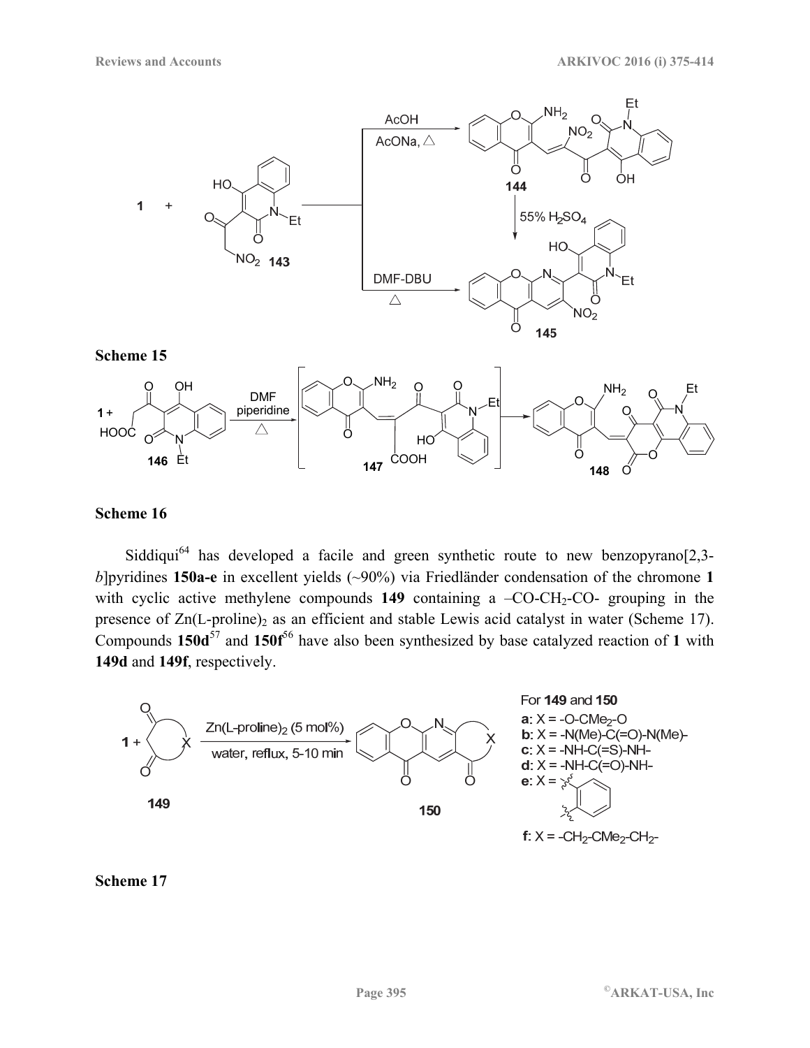**Scheme 15**

**Scheme 16**

Siddiqui[64] has developed a facile and green synthetic route to new benzopyrano[2,3-*b*]pyridines **150a-e** in excellent yields (~90%) via Friedländer condensation of the chromone **1** with cyclic active methylene compounds **149** containing a –CO-CH$_2$-CO- grouping in the presence of Zn(L-proline)$_2$ as an efficient and stable Lewis acid catalyst in water (Scheme 17). Compounds **150d**[57] and **150f**[56] have also been synthesized by base catalyzed reaction of **1** with **149d** and **149f**, respectively.

**Scheme 17**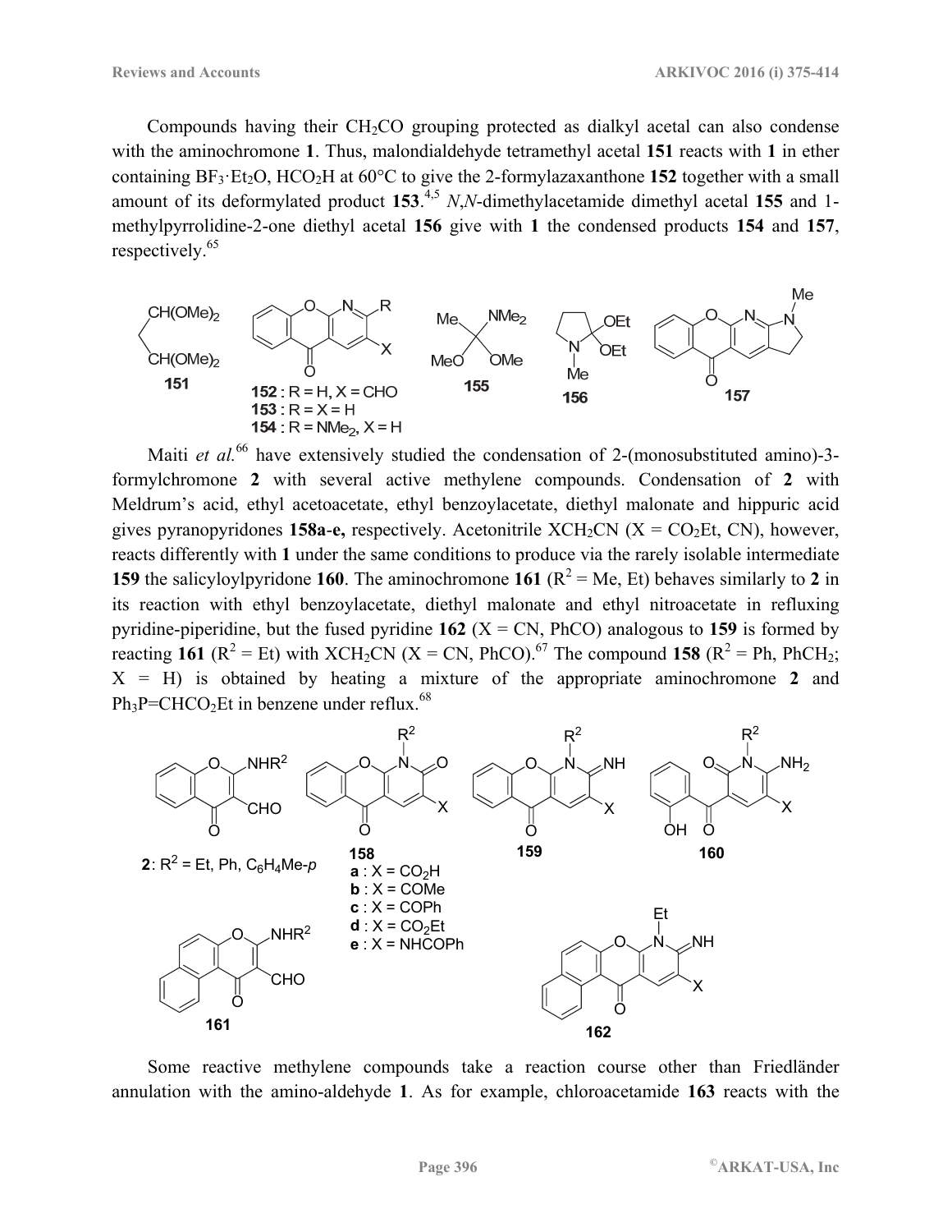Compounds having their $CH_2CO$ grouping protected as dialkyl acetal can also condense with the aminochromone **1**. Thus, malondialdehyde tetramethyl acetal **151** reacts with **1** in ether containing $BF_3 \cdot Et_2O$, $HCO_2H$ at 60°C to give the 2-formylazaxanthone **152** together with a small amount of its deformylated product **153**.[4,5] *N*,*N*-dimethylacetamide dimethyl acetal **155** and 1-methylpyrrolidine-2-one diethyl acetal **156** give with **1** the condensed products **154** and **157**, respectively.[65]

**151**

**152** : R = H, X = CHO
**153** : R = X = H
**154** : R = $NMe_2$, X = H

**155**

**156**

**157**

Maiti *et al.*[66] have extensively studied the condensation of 2-(monosubstituted amino)-3-formylchromone **2** with several active methylene compounds. Condensation of **2** with Meldrum's acid, ethyl acetoacetate, ethyl benzoylacetate, diethyl malonate and hippuric acid gives pyranopyridones **158a-e,** respectively. Acetonitrile $XCH_2CN$ (X = $CO_2Et$, CN), however, reacts differently with **1** under the same conditions to produce via the rarely isolable intermediate **159** the salicyloylpyridone **160**. The aminochromone **161** ($R^2$ = Me, Et) behaves similarly to **2** in its reaction with ethyl benzoylacetate, diethyl malonate and ethyl nitroacetate in refluxing pyridine-piperidine, but the fused pyridine **162** (X = CN, PhCO) analogous to **159** is formed by reacting **161** ($R^2$ = Et) with $XCH_2CN$ (X = CN, PhCO).[67] The compound **158** ($R^2$ = Ph, $PhCH_2$; X = H) is obtained by heating a mixture of the appropriate aminochromone **2** and $Ph_3P{=}CHCO_2Et$ in benzene under reflux.[68]

**2**: $R^2$ = Et, Ph, $C_6H_4Me$-*p*

**158**
**a** : X = $CO_2H$
**b** : X = COMe
**c** : X = COPh
**d** : X = $CO_2Et$
**e** : X = NHCOPh

**159**

**160**

**161**

**162**

Some reactive methylene compounds take a reaction course other than Friedländer annulation with the amino-aldehyde **1**. As for example, chloroacetamide **163** reacts with the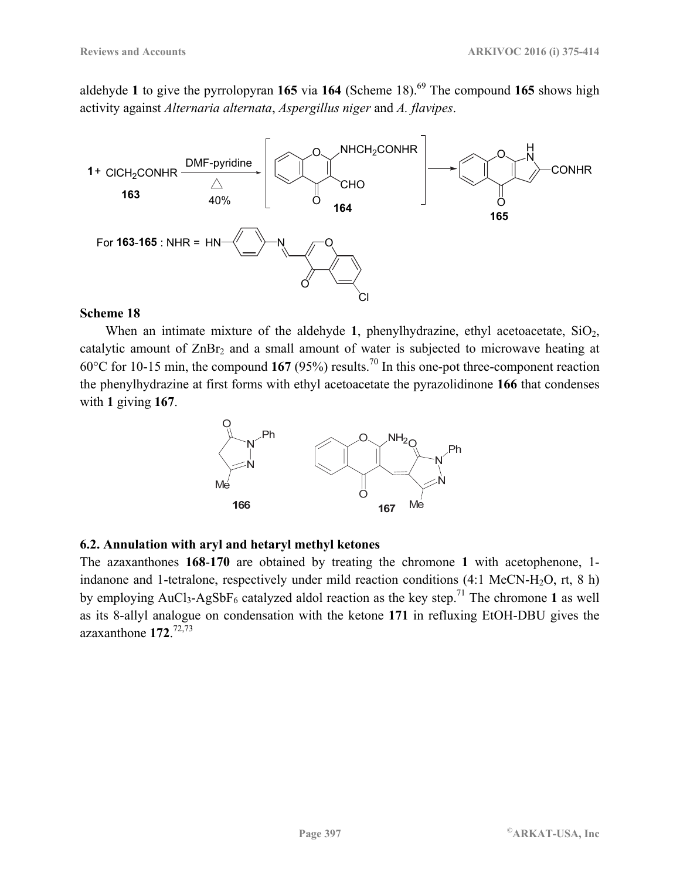aldehyde **1** to give the pyrrolopyran **165** via **164** (Scheme 18).[69] The compound **165** shows high activity against *Alternaria alternata*, *Aspergillus niger* and *A. flavipes*.

**Scheme 18**

When an intimate mixture of the aldehyde **1**, phenylhydrazine, ethyl acetoacetate, $SiO_2$, catalytic amount of $ZnBr_2$ and a small amount of water is subjected to microwave heating at 60°C for 10-15 min, the compound **167** (95%) results.[70] In this one-pot three-component reaction the phenylhydrazine at first forms with ethyl acetoacetate the pyrazolidinone **166** that condenses with **1** giving **167**.

## 6.2. Annulation with aryl and hetaryl methyl ketones

The azaxanthones **168**-**170** are obtained by treating the chromone **1** with acetophenone, 1-indanone and 1-tetralone, respectively under mild reaction conditions (4:1 MeCN-$H_2O$, rt, 8 h) by employing $AuCl_3$-$AgSbF_6$ catalyzed aldol reaction as the key step.[71] The chromone **1** as well as its 8-allyl analogue on condensation with the ketone **171** in refluxing EtOH-DBU gives the azaxanthone **172**.[72,73]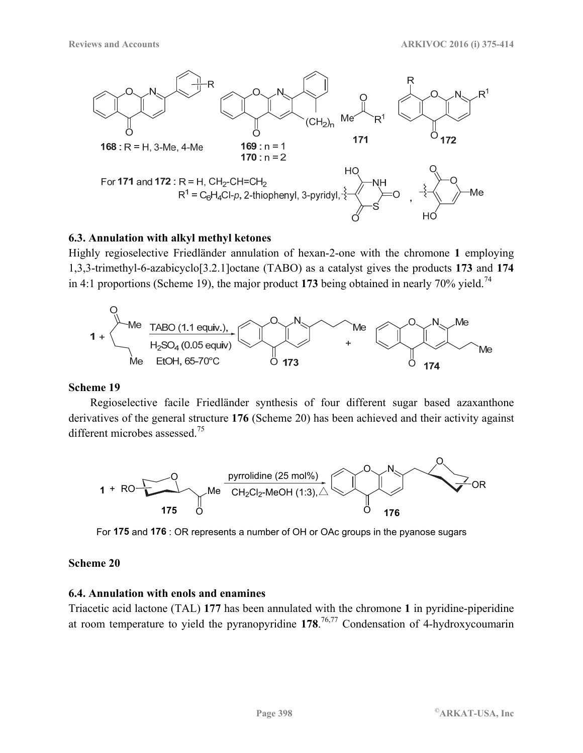168 : R = H, 3-Me, 4-Me

169 : n = 1
170 : n = 2

171

172

For 171 and 172 : R = H, $CH_2$-CH=$CH_2$
$R^1$ = $C_6H_4$Cl-*p*, 2-thiophenyl, 3-pyridyl,

## 6.3. Annulation with alkyl methyl ketones

Highly regioselective Friedländer annulation of hexan-2-one with the chromone **1** employing 1,3,3-trimethyl-6-azabicyclo[3.2.1]octane (TABO) as a catalyst gives the products **173** and **174** in 4:1 proportions (Scheme 19), the major product **173** being obtained in nearly 70% yield.[74]

TABO (1.1 equiv.), $H_2SO_4$ (0.05 equiv) EtOH, 65-70°C

**Scheme 19**

Regioselective facile Friedländer synthesis of four different sugar based azaxanthone derivatives of the general structure **176** (Scheme 20) has been achieved and their activity against different microbes assessed.[75]

pyrrolidine (25 mol%) $CH_2Cl_2$-MeOH (1:3), △

For 175 and 176 : OR represents a number of OH or OAc groups in the pyanose sugars

**Scheme 20**

## 6.4. Annulation with enols and enamines

Triacetic acid lactone (TAL) **177** has been annulated with the chromone **1** in pyridine-piperidine at room temperature to yield the pyranopyridine **178**.[76,77] Condensation of 4-hydroxycoumarin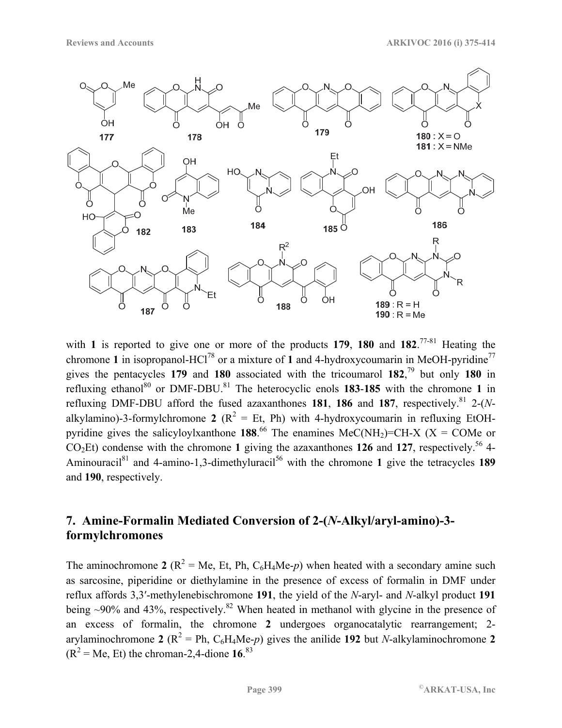with **1** is reported to give one or more of the products **179**, **180** and **182**.[77-81] Heating the chromone **1** in isopropanol-HCl[78] or a mixture of **1** and 4-hydroxycoumarin in MeOH-pyridine[77] gives the pentacycles **179** and **180** associated with the tricoumarol **182**,[79] but only **180** in refluxing ethanol[80] or DMF-DBU.[81] The heterocyclic enols **183**-**185** with the chromone **1** in refluxing DMF-DBU afford the fused azaxanthones **181**, **186** and **187**, respectively.[81] 2-(*N*-alkylamino)-3-formylchromone **2** ($R^2$ = Et, Ph) with 4-hydroxycoumarin in refluxing EtOH-pyridine gives the salicyloylxanthone **188**.[66] The enamines $MeC(NH_2)$=CH-X (X = COMe or $CO_2Et$) condense with the chromone **1** giving the azaxanthones **126** and **127**, respectively.[56] 4-Aminouracil[81] and 4-amino-1,3-dimethyluracil[56] with the chromone **1** give the tetracycles **189** and **190**, respectively.

## 7. Amine-Formalin Mediated Conversion of 2-(*N*-Alkyl/aryl-amino)-3-formylchromones

The aminochromone **2** ($R^2$ = Me, Et, Ph, $C_6H_4Me$-*p*) when heated with a secondary amine such as sarcosine, piperidine or diethylamine in the presence of excess of formalin in DMF under reflux affords 3,3′-methylenebischromone **191**, the yield of the *N*-aryl- and *N*-alkyl product **191** being ~90% and 43%, respectively.[82] When heated in methanol with glycine in the presence of an excess of formalin, the chromone **2** undergoes organocatalytic rearrangement; 2-arylaminochromone **2** ($R^2$ = Ph, $C_6H_4Me$-*p*) gives the anilide **192** but *N*-alkylaminochromone **2** ($R^2$ = Me, Et) the chroman-2,4-dione **16**.[83]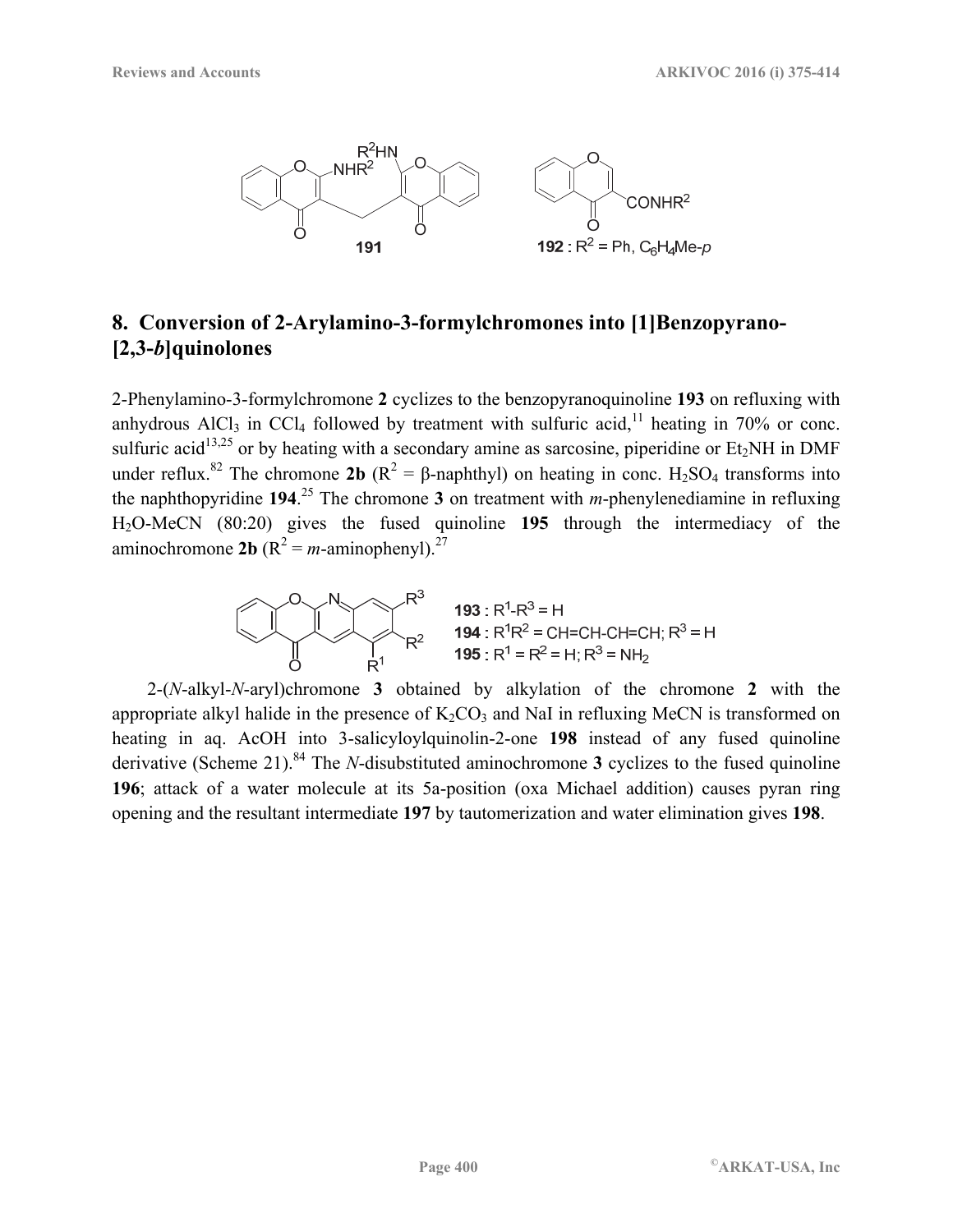**191**

**192** : $R^2$ = Ph, $C_6H_4Me$-*p*

## 8. Conversion of 2-Arylamino-3-formylchromones into [1]Benzopyrano-[2,3-*b*]quinolones

2-Phenylamino-3-formylchromone **2** cyclizes to the benzopyranoquinoline **193** on refluxing with anhydrous $AlCl_3$ in $CCl_4$ followed by treatment with sulfuric acid,[11] heating in 70% or conc. sulfuric acid[13,25] or by heating with a secondary amine as sarcosine, piperidine or $Et_2NH$ in DMF under reflux.[82] The chromone **2b** ($R^2$ = β-naphthyl) on heating in conc. $H_2SO_4$ transforms into the naphthopyridine **194**.[25] The chromone **3** on treatment with *m*-phenylenediamine in refluxing $H_2O$-MeCN (80:20) gives the fused quinoline **195** through the intermediacy of the aminochromone **2b** ($R^2$ = *m*-aminophenyl).[27]

**193** : $R^1$-$R^3$ = H
**194** : $R^1R^2$ = CH=CH-CH=CH; $R^3$ = H
**195** : $R^1$ = $R^2$ = H; $R^3$ = $NH_2$

2-(*N*-alkyl-*N*-aryl)chromone **3** obtained by alkylation of the chromone **2** with the appropriate alkyl halide in the presence of $K_2CO_3$ and NaI in refluxing MeCN is transformed on heating in aq. AcOH into 3-salicyloylquinolin-2-one **198** instead of any fused quinoline derivative (Scheme 21).[84] The *N*-disubstituted aminochromone **3** cyclizes to the fused quinoline **196**; attack of a water molecule at its 5a-position (oxa Michael addition) causes pyran ring opening and the resultant intermediate **197** by tautomerization and water elimination gives **198**.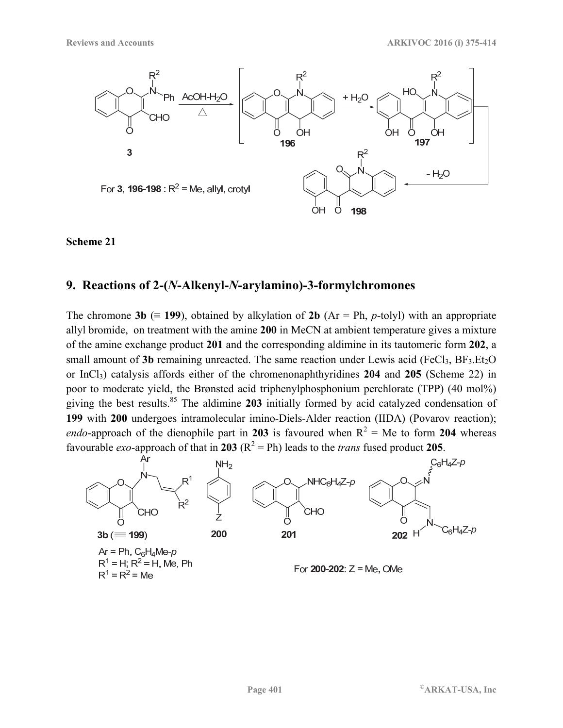Scheme 21

## 9. Reactions of 2-(*N*-Alkenyl-*N*-arylamino)-3-formylchromones

The chromone **3b** (≡ **199**), obtained by alkylation of **2b** (Ar = Ph, *p*-tolyl) with an appropriate allyl bromide, on treatment with the amine **200** in MeCN at ambient temperature gives a mixture of the amine exchange product **201** and the corresponding aldimine in its tautomeric form **202**, a small amount of **3b** remaining unreacted. The same reaction under Lewis acid ($FeCl_3$, $BF_3.Et_2O$ or $InCl_3$) catalysis affords either of the chromenonaphthyridines **204** and **205** (Scheme 22) in poor to moderate yield, the Brønsted acid triphenylphosphonium perchlorate (TPP) (40 mol%) giving the best results.[85] The aldimine **203** initially formed by acid catalyzed condensation of **199** with **200** undergoes intramolecular imino-Diels-Alder reaction (IIDA) (Povarov reaction); *endo*-approach of the dienophile part in **203** is favoured when $R^2$ = Me to form **204** whereas favourable *exo*-approach of that in **203** ($R^2$ = Ph) leads to the *trans* fused product **205**.

**3b** (≡ **199**) Ar = Ph, $C_6H_4Me$-*p*; $R^1$ = H; $R^2$ = H, Me, Ph; $R^1$ = $R^2$ = Me

For **200**-**202**: Z = Me, OMe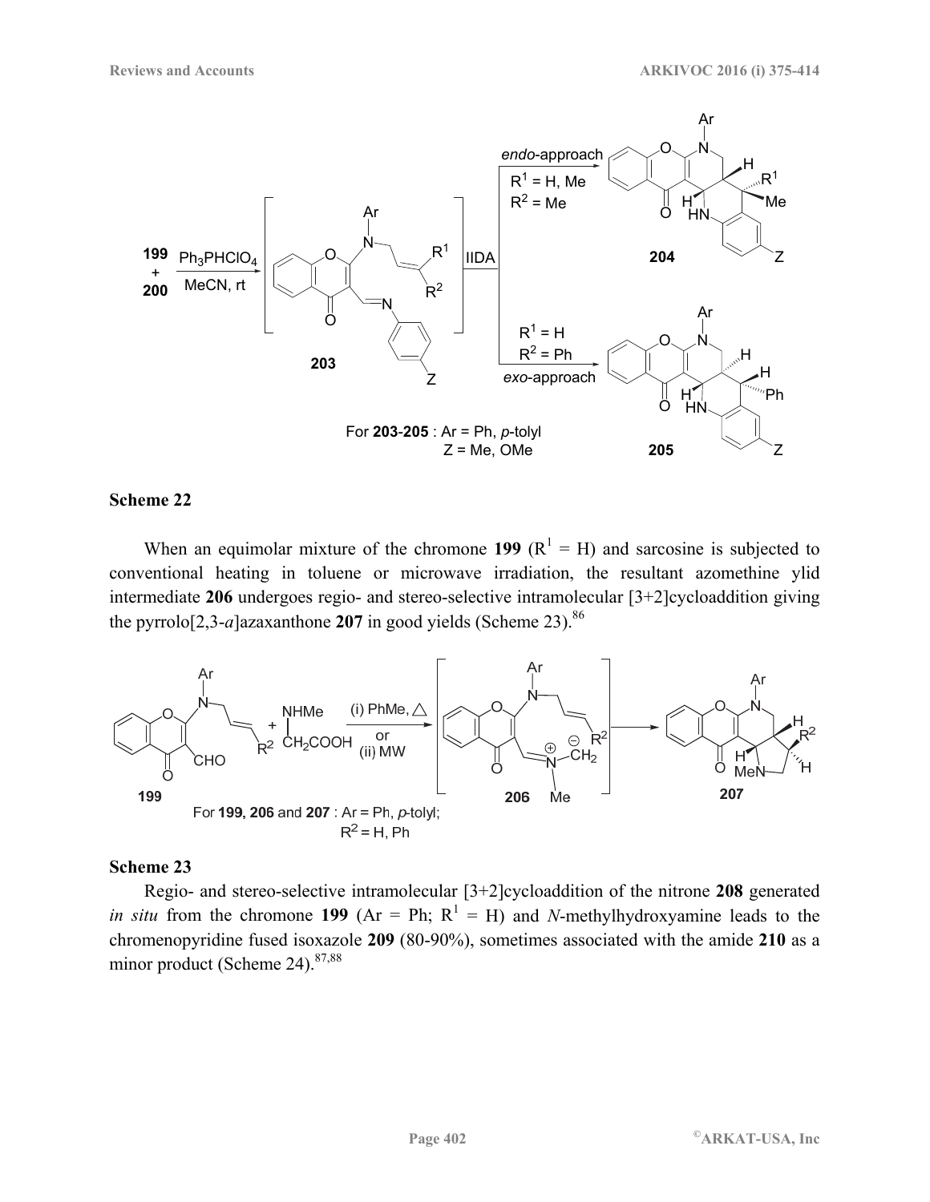**Scheme 22**

When an equimolar mixture of the chromone **199** ($R^1$ = H) and sarcosine is subjected to conventional heating in toluene or microwave irradiation, the resultant azomethine ylid intermediate **206** undergoes regio- and stereo-selective intramolecular [3+2]cycloaddition giving the pyrrolo[2,3-*a*]azaxanthone **207** in good yields (Scheme 23).[86]

**Scheme 23**

Regio- and stereo-selective intramolecular [3+2]cycloaddition of the nitrone **208** generated *in situ* from the chromone **199** (Ar = Ph; $R^1$ = H) and *N*-methylhydroxyamine leads to the chromenopyridine fused isoxazole **209** (80-90%), sometimes associated with the amide **210** as a minor product (Scheme 24).[87,88]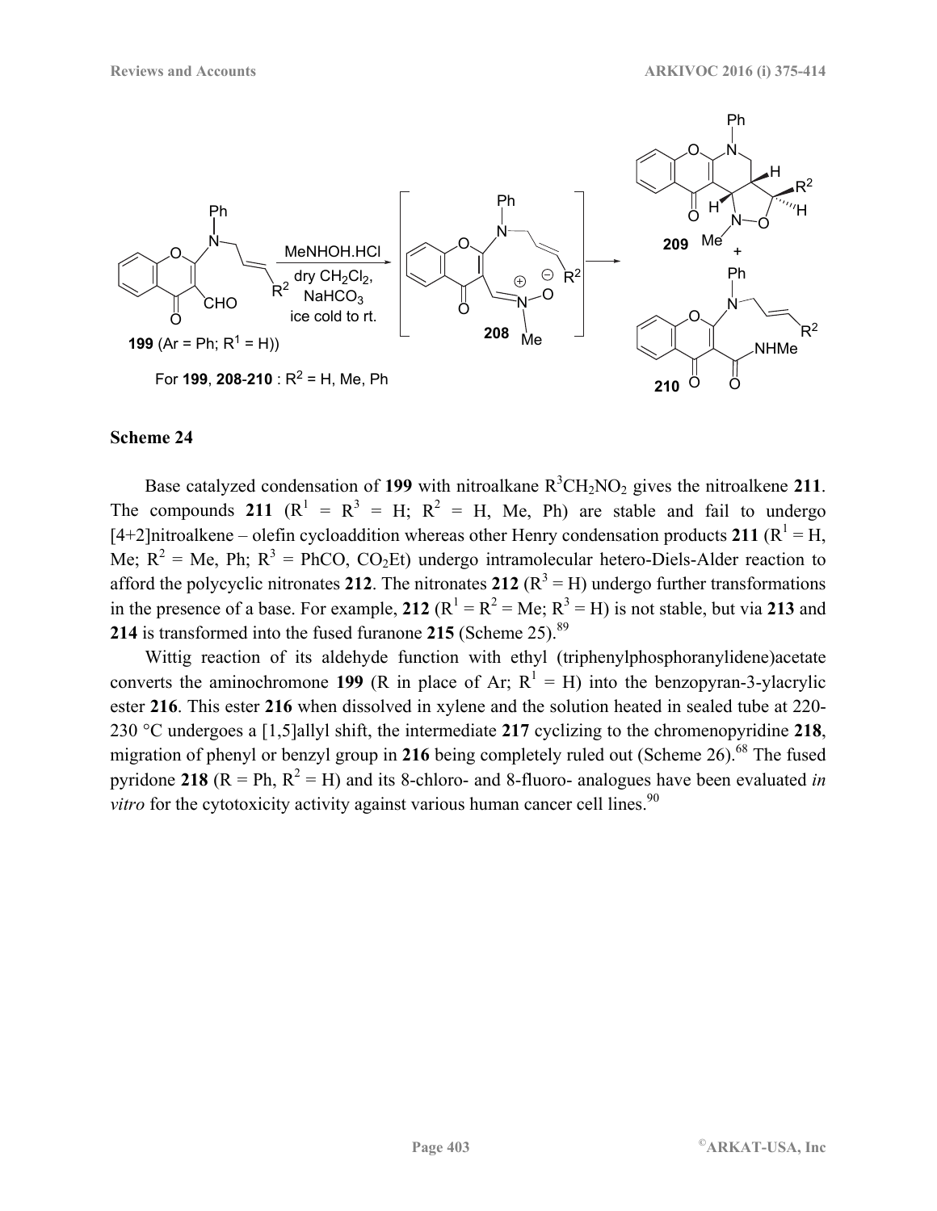**Scheme 24**

Base catalyzed condensation of **199** with nitroalkane $R^3CH_2NO_2$ gives the nitroalkene **211**. The compounds **211** ($R^1 = R^3 = H$; $R^2$ = H, Me, Ph) are stable and fail to undergo [4+2]nitroalkene – olefin cycloaddition whereas other Henry condensation products **211** ($R^1$ = H, Me; $R^2$ = Me, Ph; $R^3$ = PhCO, $CO_2Et$) undergo intramolecular hetero-Diels-Alder reaction to afford the polycyclic nitronates **212**. The nitronates **212** ($R^3$ = H) undergo further transformations in the presence of a base. For example, **212** ($R^1 = R^2$ = Me; $R^3$ = H) is not stable, but via **213** and **214** is transformed into the fused furanone **215** (Scheme 25).[89]

Wittig reaction of its aldehyde function with ethyl (triphenylphosphoranylidene)acetate converts the aminochromone **199** (R in place of Ar; $R^1$ = H) into the benzopyran-3-ylacrylic ester **216**. This ester **216** when dissolved in xylene and the solution heated in sealed tube at 220-230 °C undergoes a [1,5]allyl shift, the intermediate **217** cyclizing to the chromenopyridine **218**, migration of phenyl or benzyl group in **216** being completely ruled out (Scheme 26).[68] The fused pyridone **218** (R = Ph, $R^2$ = H) and its 8-chloro- and 8-fluoro- analogues have been evaluated *in vitro* for the cytotoxicity activity against various human cancer cell lines.[90]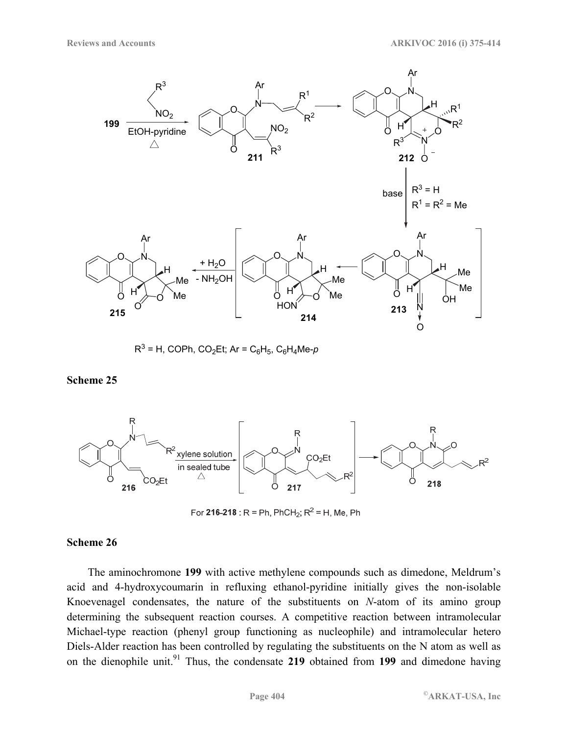$R^3$ = H, COPh, $CO_2Et$; Ar = $C_6H_5$, $C_6H_4Me$-*p*

**Scheme 25**

For **216**–**218** : R = Ph, $PhCH_2$; $R^2$ = H, Me, Ph

**Scheme 26**

The aminochromone **199** with active methylene compounds such as dimedone, Meldrum's acid and 4-hydroxycoumarin in refluxing ethanol-pyridine initially gives the non-isolable Knoevenagel condensates, the nature of the substituents on *N*-atom of its amino group determining the subsequent reaction courses. A competitive reaction between intramolecular Michael-type reaction (phenyl group functioning as nucleophile) and intramolecular hetero Diels-Alder reaction has been controlled by regulating the substituents on the N atom as well as on the dienophile unit.[91] Thus, the condensate **219** obtained from **199** and dimedone having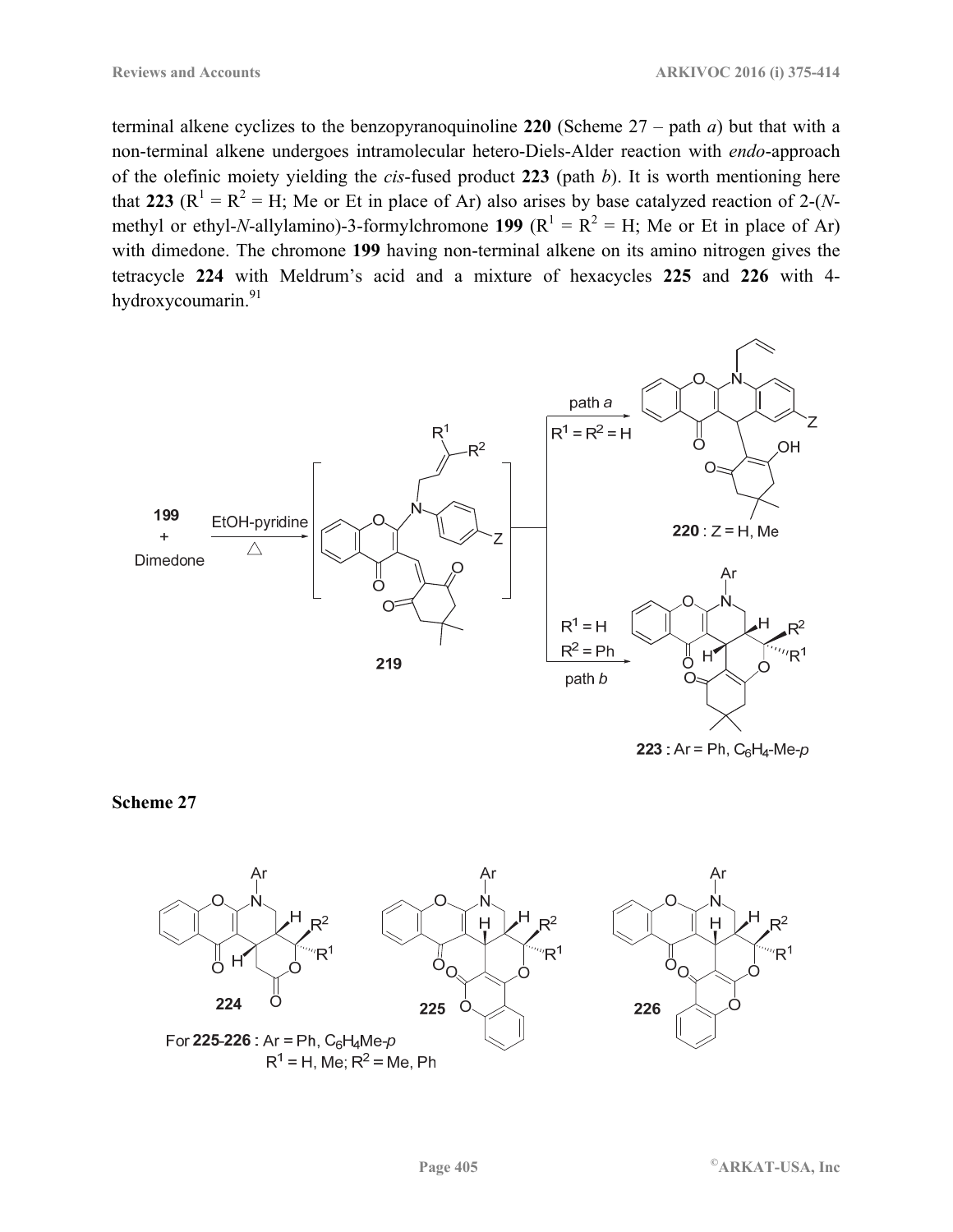terminal alkene cyclizes to the benzopyranoquinoline **220** (Scheme 27 – path *a*) but that with a non-terminal alkene undergoes intramolecular hetero-Diels-Alder reaction with *endo*-approach of the olefinic moiety yielding the *cis*-fused product **223** (path *b*). It is worth mentioning here that **223** ($R^1 = R^2 = H$; Me or Et in place of Ar) also arises by base catalyzed reaction of 2-(*N*-methyl or ethyl-*N*-allylamino)-3-formylchromone **199** ($R^1 = R^2 = H$; Me or Et in place of Ar) with dimedone. The chromone **199** having non-terminal alkene on its amino nitrogen gives the tetracycle **224** with Meldrum's acid and a mixture of hexacycles **225** and **226** with 4-hydroxycoumarin.[91]

**Scheme 27**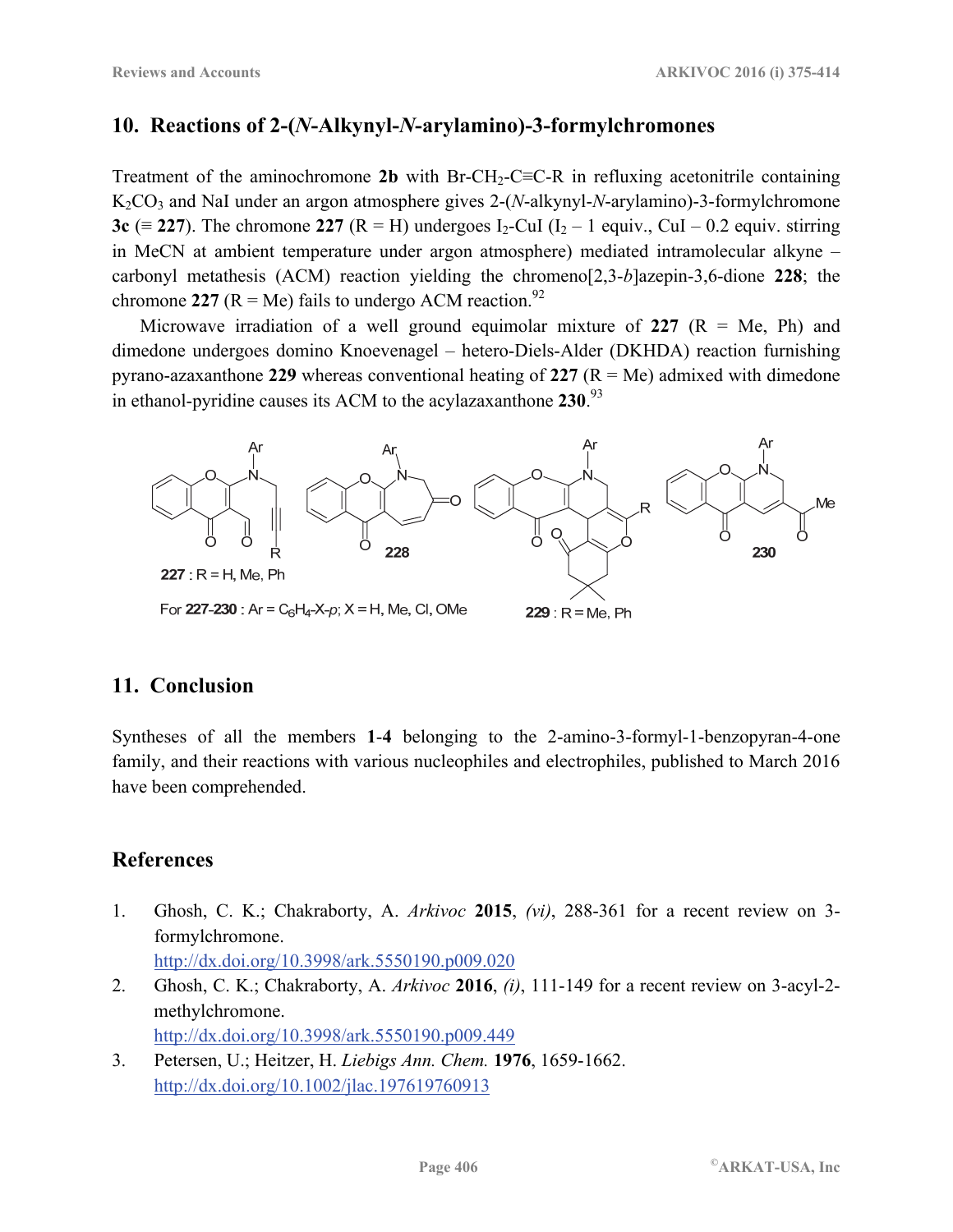## 10. Reactions of 2-(*N*-Alkynyl-*N*-arylamino)-3-formylchromones

Treatment of the aminochromone **2b** with Br-$CH_2$-C≡C-R in refluxing acetonitrile containing $K_2CO_3$ and NaI under an argon atmosphere gives 2-(*N*-alkynyl-*N*-arylamino)-3-formylchromone **3c** (≡ **227**). The chromone **227** (R = H) undergoes $I_2$-CuI ($I_2$ – 1 equiv., CuI – 0.2 equiv. stirring in MeCN at ambient temperature under argon atmosphere) mediated intramolecular alkyne – carbonyl metathesis (ACM) reaction yielding the chromeno[2,3-*b*]azepin-3,6-dione **228**; the chromone **227** (R = Me) fails to undergo ACM reaction.[92]

Microwave irradiation of a well ground equimolar mixture of **227** (R = Me, Ph) and dimedone undergoes domino Knoevenagel – hetero-Diels-Alder (DKHDA) reaction furnishing pyrano-azaxanthone **229** whereas conventional heating of **227** (R = Me) admixed with dimedone in ethanol-pyridine causes its ACM to the acylazaxanthone **230**.[93]

**227** : R = H, Me, Ph

For **227-230** : Ar = $C_6H_4$-X-*p*; X = H, Me, Cl, OMe

**229** : R = Me, Ph

## 11. Conclusion

Syntheses of all the members **1-4** belonging to the 2-amino-3-formyl-1-benzopyran-4-one family, and their reactions with various nucleophiles and electrophiles, published to March 2016 have been comprehended.

## References

1. Ghosh, C. K.; Chakraborty, A. *Arkivoc* **2015**, *(vi)*, 288-361 for a recent review on 3-formylchromone.
   http://dx.doi.org/10.3998/ark.5550190.p009.020
2. Ghosh, C. K.; Chakraborty, A. *Arkivoc* **2016**, *(i)*, 111-149 for a recent review on 3-acyl-2-methylchromone.
   http://dx.doi.org/10.3998/ark.5550190.p009.449
3. Petersen, U.; Heitzer, H. *Liebigs Ann. Chem.* **1976**, 1659-1662.
   http://dx.doi.org/10.1002/jlac.197619760913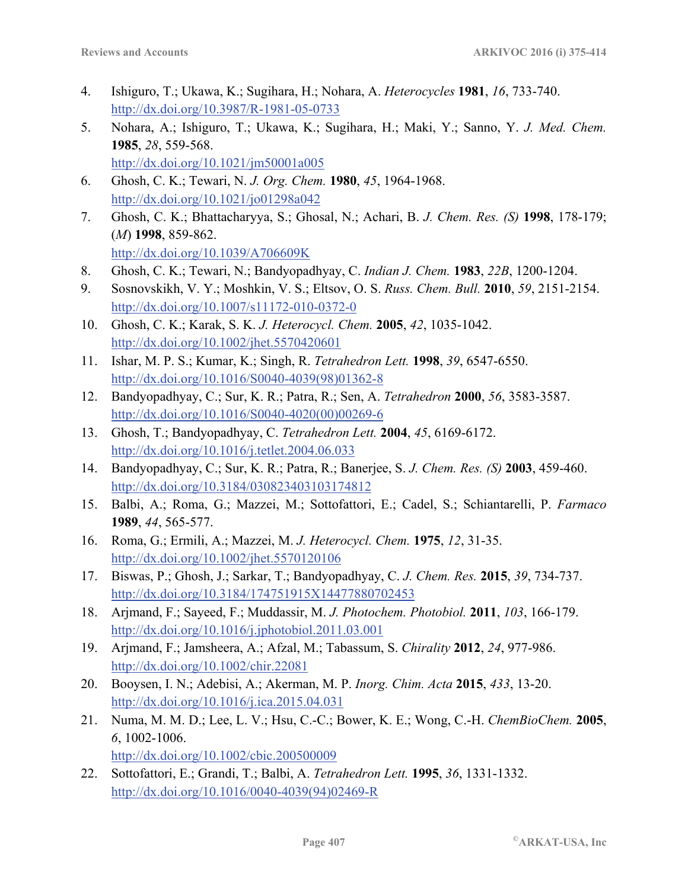4. Ishiguro, T.; Ukawa, K.; Sugihara, H.; Nohara, A. *Heterocycles* **1981**, *16*, 733-740. http://dx.doi.org/10.3987/R-1981-05-0733
5. Nohara, A.; Ishiguro, T.; Ukawa, K.; Sugihara, H.; Maki, Y.; Sanno, Y. *J. Med. Chem.* **1985**, *28*, 559-568. http://dx.doi.org/10.1021/jm50001a005
6. Ghosh, C. K.; Tewari, N. *J. Org. Chem.* **1980**, *45*, 1964-1968. http://dx.doi.org/10.1021/jo01298a042
7. Ghosh, C. K.; Bhattacharyya, S.; Ghosal, N.; Achari, B. *J. Chem. Res. (S)* **1998**, 178-179; (*M*) **1998**, 859-862. http://dx.doi.org/10.1039/A706609K
8. Ghosh, C. K.; Tewari, N.; Bandyopadhyay, C. *Indian J. Chem.* **1983**, *22B*, 1200-1204.
9. Sosnovskikh, V. Y.; Moshkin, V. S.; Eltsov, O. S. *Russ. Chem. Bull.* **2010**, *59*, 2151-2154. http://dx.doi.org/10.1007/s11172-010-0372-0
10. Ghosh, C. K.; Karak, S. K. *J. Heterocycl. Chem.* **2005**, *42*, 1035-1042. http://dx.doi.org/10.1002/jhet.5570420601
11. Ishar, M. P. S.; Kumar, K.; Singh, R. *Tetrahedron Lett.* **1998**, *39*, 6547-6550. http://dx.doi.org/10.1016/S0040-4039(98)01362-8
12. Bandyopadhyay, C.; Sur, K. R.; Patra, R.; Sen, A. *Tetrahedron* **2000**, *56*, 3583-3587. http://dx.doi.org/10.1016/S0040-4020(00)00269-6
13. Ghosh, T.; Bandyopadhyay, C. *Tetrahedron Lett.* **2004**, *45*, 6169-6172. http://dx.doi.org/10.1016/j.tetlet.2004.06.033
14. Bandyopadhyay, C.; Sur, K. R.; Patra, R.; Banerjee, S. *J. Chem. Res. (S)* **2003**, 459-460. http://dx.doi.org/10.3184/030823403103174812
15. Balbi, A.; Roma, G.; Mazzei, M.; Sottofattori, E.; Cadel, S.; Schiantarelli, P. *Farmaco* **1989**, *44*, 565-577.
16. Roma, G.; Ermili, A.; Mazzei, M. *J. Heterocycl. Chem.* **1975**, *12*, 31-35. http://dx.doi.org/10.1002/jhet.5570120106
17. Biswas, P.; Ghosh, J.; Sarkar, T.; Bandyopadhyay, C. *J. Chem. Res.* **2015**, *39*, 734-737. http://dx.doi.org/10.3184/174751915X14477880702453
18. Arjmand, F.; Sayeed, F.; Muddassir, M. *J. Photochem. Photobiol.* **2011**, *103*, 166-179. http://dx.doi.org/10.1016/j.jphotobiol.2011.03.001
19. Arjmand, F.; Jamsheera, A.; Afzal, M.; Tabassum, S. *Chirality* **2012**, *24*, 977-986. http://dx.doi.org/10.1002/chir.22081
20. Booysen, I. N.; Adebisi, A.; Akerman, M. P. *Inorg. Chim. Acta* **2015**, *433*, 13-20. http://dx.doi.org/10.1016/j.ica.2015.04.031
21. Numa, M. M. D.; Lee, L. V.; Hsu, C.-C.; Bower, K. E.; Wong, C.-H. *ChemBioChem.* **2005**, *6*, 1002-1006. http://dx.doi.org/10.1002/cbic.200500009
22. Sottofattori, E.; Grandi, T.; Balbi, A. *Tetrahedron Lett.* **1995**, *36*, 1331-1332. http://dx.doi.org/10.1016/0040-4039(94)02469-R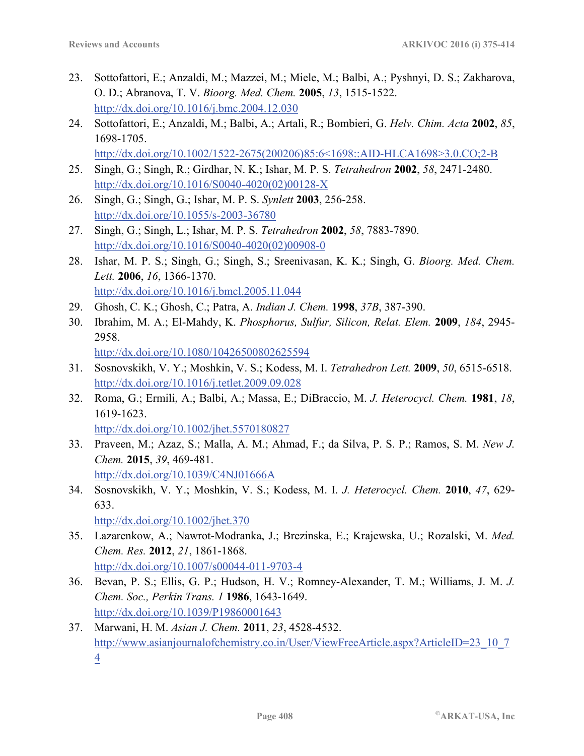23. Sottofattori, E.; Anzaldi, M.; Mazzei, M.; Miele, M.; Balbi, A.; Pyshnyi, D. S.; Zakharova, O. D.; Abranova, T. V. *Bioorg. Med. Chem.* **2005**, *13*, 1515-1522.
    http://dx.doi.org/10.1016/j.bmc.2004.12.030
24. Sottofattori, E.; Anzaldi, M.; Balbi, A.; Artali, R.; Bombieri, G. *Helv. Chim. Acta* **2002**, *85*, 1698-1705.
    http://dx.doi.org/10.1002/1522-2675(200206)85:6<1698::AID-HLCA1698>3.0.CO;2-B
25. Singh, G.; Singh, R.; Girdhar, N. K.; Ishar, M. P. S. *Tetrahedron* **2002**, *58*, 2471-2480.
    http://dx.doi.org/10.1016/S0040-4020(02)00128-X
26. Singh, G.; Singh, G.; Ishar, M. P. S. *Synlett* **2003**, 256-258.
    http://dx.doi.org/10.1055/s-2003-36780
27. Singh, G.; Singh, L.; Ishar, M. P. S. *Tetrahedron* **2002**, *58*, 7883-7890.
    http://dx.doi.org/10.1016/S0040-4020(02)00908-0
28. Ishar, M. P. S.; Singh, G.; Singh, S.; Sreenivasan, K. K.; Singh, G. *Bioorg. Med. Chem. Lett.* **2006**, *16*, 1366-1370.
    http://dx.doi.org/10.1016/j.bmcl.2005.11.044
29. Ghosh, C. K.; Ghosh, C.; Patra, A. *Indian J. Chem.* **1998**, *37B*, 387-390.
30. Ibrahim, M. A.; El-Mahdy, K. *Phosphorus, Sulfur, Silicon, Relat. Elem.* **2009**, *184*, 2945-2958.
    http://dx.doi.org/10.1080/10426500802625594
31. Sosnovskikh, V. Y.; Moshkin, V. S.; Kodess, M. I. *Tetrahedron Lett.* **2009**, *50*, 6515-6518.
    http://dx.doi.org/10.1016/j.tetlet.2009.09.028
32. Roma, G.; Ermili, A.; Balbi, A.; Massa, E.; DiBraccio, M. *J. Heterocycl. Chem.* **1981**, *18*, 1619-1623.
    http://dx.doi.org/10.1002/jhet.5570180827
33. Praveen, M.; Azaz, S.; Malla, A. M.; Ahmad, F.; da Silva, P. S. P.; Ramos, S. M. *New J. Chem.* **2015**, *39*, 469-481.
    http://dx.doi.org/10.1039/C4NJ01666A
34. Sosnovskikh, V. Y.; Moshkin, V. S.; Kodess, M. I. *J. Heterocycl. Chem.* **2010**, *47*, 629-633.
    http://dx.doi.org/10.1002/jhet.370
35. Lazarenkow, A.; Nawrot-Modranka, J.; Brezinska, E.; Krajewska, U.; Rozalski, M. *Med. Chem. Res.* **2012**, *21*, 1861-1868.
    http://dx.doi.org/10.1007/s00044-011-9703-4
36. Bevan, P. S.; Ellis, G. P.; Hudson, H. V.; Romney-Alexander, T. M.; Williams, J. M. *J. Chem. Soc., Perkin Trans. 1* **1986**, 1643-1649.
    http://dx.doi.org/10.1039/P19860001643
37. Marwani, H. M. *Asian J. Chem.* **2011**, *23*, 4528-4532.
    http://www.asianjournalofchemistry.co.in/User/ViewFreeArticle.aspx?ArticleID=23_10_74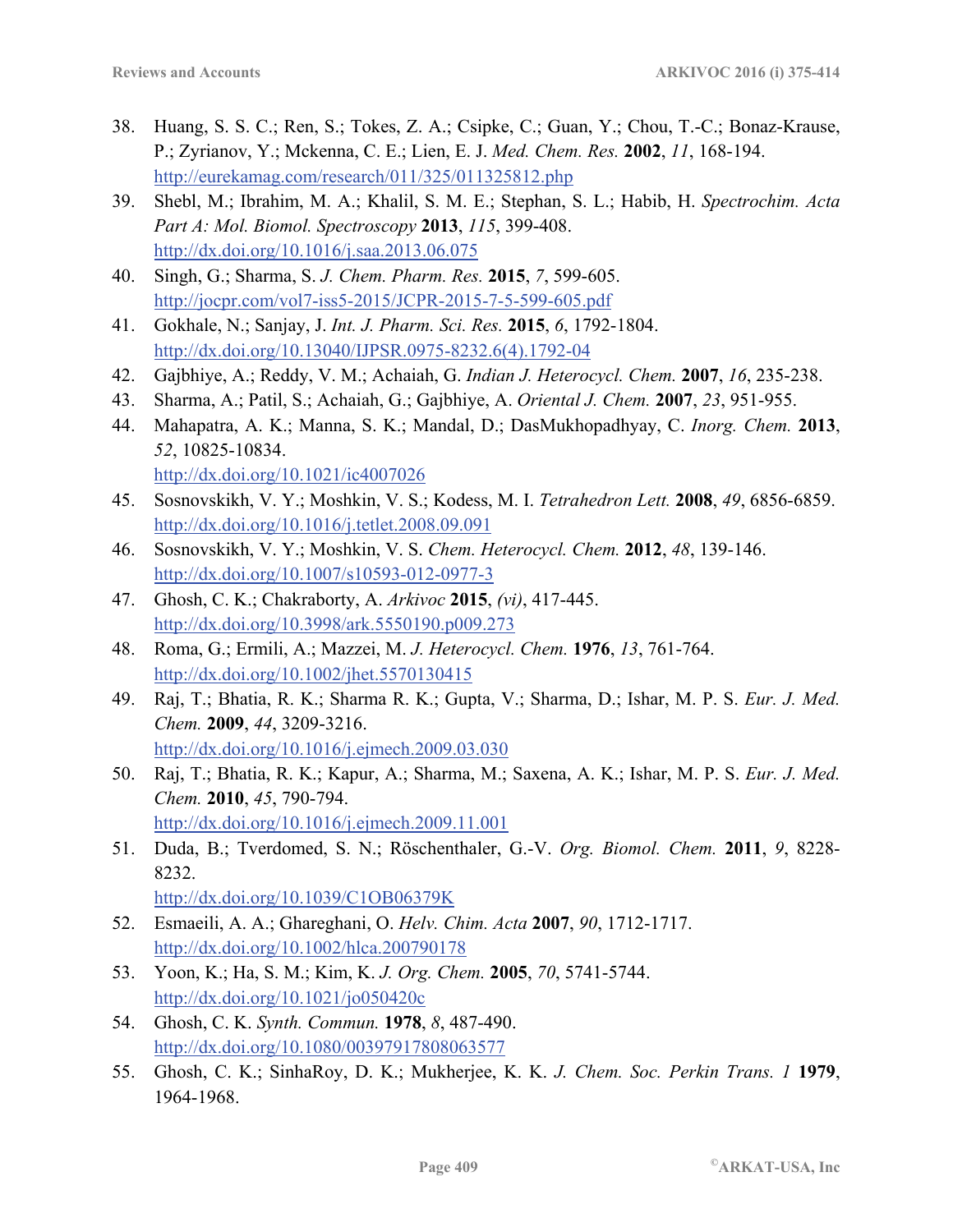38. Huang, S. S. C.; Ren, S.; Tokes, Z. A.; Csipke, C.; Guan, Y.; Chou, T.-C.; Bonaz-Krause, P.; Zyrianov, Y.; Mckenna, C. E.; Lien, E. J. *Med. Chem. Res.* **2002**, *11*, 168-194. http://eurekamag.com/research/011/325/011325812.php
39. Shebl, M.; Ibrahim, M. A.; Khalil, S. M. E.; Stephan, S. L.; Habib, H. *Spectrochim. Acta Part A: Mol. Biomol. Spectroscopy* **2013**, *115*, 399-408. http://dx.doi.org/10.1016/j.saa.2013.06.075
40. Singh, G.; Sharma, S. *J. Chem. Pharm. Res.* **2015**, *7*, 599-605. http://jocpr.com/vol7-iss5-2015/JCPR-2015-7-5-599-605.pdf
41. Gokhale, N.; Sanjay, J. *Int. J. Pharm. Sci. Res.* **2015**, *6*, 1792-1804. http://dx.doi.org/10.13040/IJPSR.0975-8232.6(4).1792-04
42. Gajbhiye, A.; Reddy, V. M.; Achaiah, G. *Indian J. Heterocycl. Chem.* **2007**, *16*, 235-238.
43. Sharma, A.; Patil, S.; Achaiah, G.; Gajbhiye, A. *Oriental J. Chem.* **2007**, *23*, 951-955.
44. Mahapatra, A. K.; Manna, S. K.; Mandal, D.; DasMukhopadhyay, C. *Inorg. Chem.* **2013**, *52*, 10825-10834. http://dx.doi.org/10.1021/ic4007026
45. Sosnovskikh, V. Y.; Moshkin, V. S.; Kodess, M. I. *Tetrahedron Lett.* **2008**, *49*, 6856-6859. http://dx.doi.org/10.1016/j.tetlet.2008.09.091
46. Sosnovskikh, V. Y.; Moshkin, V. S. *Chem. Heterocycl. Chem.* **2012**, *48*, 139-146. http://dx.doi.org/10.1007/s10593-012-0977-3
47. Ghosh, C. K.; Chakraborty, A. *Arkivoc* **2015**, *(vi)*, 417-445. http://dx.doi.org/10.3998/ark.5550190.p009.273
48. Roma, G.; Ermili, A.; Mazzei, M. *J. Heterocycl. Chem.* **1976**, *13*, 761-764. http://dx.doi.org/10.1002/jhet.5570130415
49. Raj, T.; Bhatia, R. K.; Sharma R. K.; Gupta, V.; Sharma, D.; Ishar, M. P. S. *Eur. J. Med. Chem.* **2009**, *44*, 3209-3216. http://dx.doi.org/10.1016/j.ejmech.2009.03.030
50. Raj, T.; Bhatia, R. K.; Kapur, A.; Sharma, M.; Saxena, A. K.; Ishar, M. P. S. *Eur. J. Med. Chem.* **2010**, *45*, 790-794. http://dx.doi.org/10.1016/j.ejmech.2009.11.001
51. Duda, B.; Tverdomed, S. N.; Röschenthaler, G.-V. *Org. Biomol. Chem.* **2011**, *9*, 8228-8232. http://dx.doi.org/10.1039/C1OB06379K
52. Esmaeili, A. A.; Ghareghani, O. *Helv. Chim. Acta* **2007**, *90*, 1712-1717. http://dx.doi.org/10.1002/hlca.200790178
53. Yoon, K.; Ha, S. M.; Kim, K. *J. Org. Chem.* **2005**, *70*, 5741-5744. http://dx.doi.org/10.1021/jo050420c
54. Ghosh, C. K. *Synth. Commun.* **1978**, *8*, 487-490. http://dx.doi.org/10.1080/00397917808063577
55. Ghosh, C. K.; SinhaRoy, D. K.; Mukherjee, K. K. *J. Chem. Soc. Perkin Trans. 1* **1979**, 1964-1968.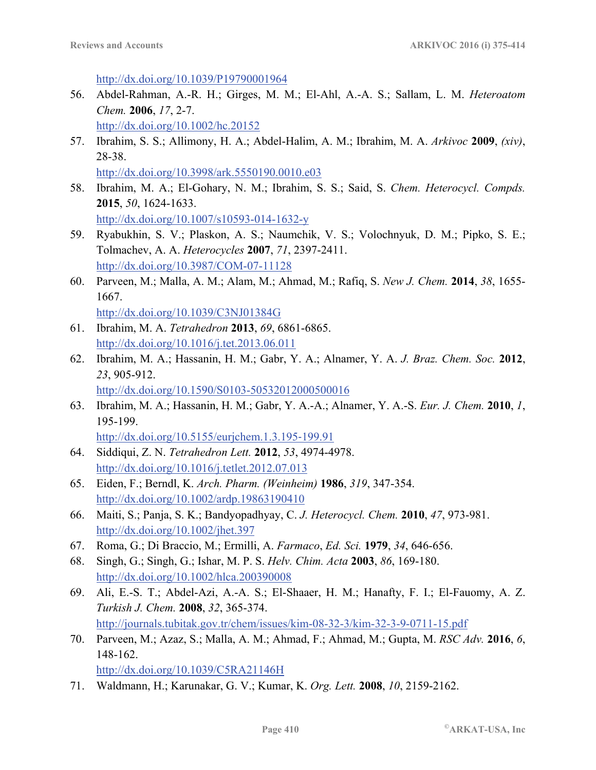http://dx.doi.org/10.1039/P19790001964

56. Abdel-Rahman, A.-R. H.; Girges, M. M.; El-Ahl, A.-A. S.; Sallam, L. M. *Heteroatom Chem.* **2006**, *17*, 2-7.
http://dx.doi.org/10.1002/hc.20152
57. Ibrahim, S. S.; Allimony, H. A.; Abdel-Halim, A. M.; Ibrahim, M. A. *Arkivoc* **2009**, *(xiv)*, 28-38.
http://dx.doi.org/10.3998/ark.5550190.0010.e03
58. Ibrahim, M. A.; El-Gohary, N. M.; Ibrahim, S. S.; Said, S. *Chem. Heterocycl. Compds.* **2015**, *50*, 1624-1633.
http://dx.doi.org/10.1007/s10593-014-1632-y
59. Ryabukhin, S. V.; Plaskon, A. S.; Naumchik, V. S.; Volochnyuk, D. M.; Pipko, S. E.; Tolmachev, A. A. *Heterocycles* **2007**, *71*, 2397-2411.
http://dx.doi.org/10.3987/COM-07-11128
60. Parveen, M.; Malla, A. M.; Alam, M.; Ahmad, M.; Rafiq, S. *New J. Chem.* **2014**, *38*, 1655-1667.
http://dx.doi.org/10.1039/C3NJ01384G
61. Ibrahim, M. A. *Tetrahedron* **2013**, *69*, 6861-6865.
http://dx.doi.org/10.1016/j.tet.2013.06.011
62. Ibrahim, M. A.; Hassanin, H. M.; Gabr, Y. A.; Alnamer, Y. A. *J. Braz. Chem. Soc.* **2012**, *23*, 905-912.
http://dx.doi.org/10.1590/S0103-50532012000500016
63. Ibrahim, M. A.; Hassanin, H. M.; Gabr, Y. A.-A.; Alnamer, Y. A.-S. *Eur. J. Chem.* **2010**, *1*, 195-199.
http://dx.doi.org/10.5155/eurjchem.1.3.195-199.91
64. Siddiqui, Z. N. *Tetrahedron Lett.* **2012**, *53*, 4974-4978.
http://dx.doi.org/10.1016/j.tetlet.2012.07.013
65. Eiden, F.; Berndl, K. *Arch. Pharm. (Weinheim)* **1986**, *319*, 347-354.
http://dx.doi.org/10.1002/ardp.19863190410
66. Maiti, S.; Panja, S. K.; Bandyopadhyay, C. *J. Heterocycl. Chem.* **2010**, *47*, 973-981.
http://dx.doi.org/10.1002/jhet.397
67. Roma, G.; Di Braccio, M.; Ermilli, A. *Farmaco*, *Ed. Sci.* **1979**, *34*, 646-656.
68. Singh, G.; Singh, G.; Ishar, M. P. S. *Helv. Chim. Acta* **2003**, *86*, 169-180.
http://dx.doi.org/10.1002/hlca.200390008
69. Ali, E.-S. T.; Abdel-Azi, A.-A. S.; El-Shaaer, H. M.; Hanafty, F. I.; El-Fauomy, A. Z. *Turkish J. Chem.* **2008**, *32*, 365-374.
http://journals.tubitak.gov.tr/chem/issues/kim-08-32-3/kim-32-3-9-0711-15.pdf
70. Parveen, M.; Azaz, S.; Malla, A. M.; Ahmad, F.; Ahmad, M.; Gupta, M. *RSC Adv.* **2016**, *6*, 148-162.
http://dx.doi.org/10.1039/C5RA21146H
71. Waldmann, H.; Karunakar, G. V.; Kumar, K. *Org. Lett.* **2008**, *10*, 2159-2162.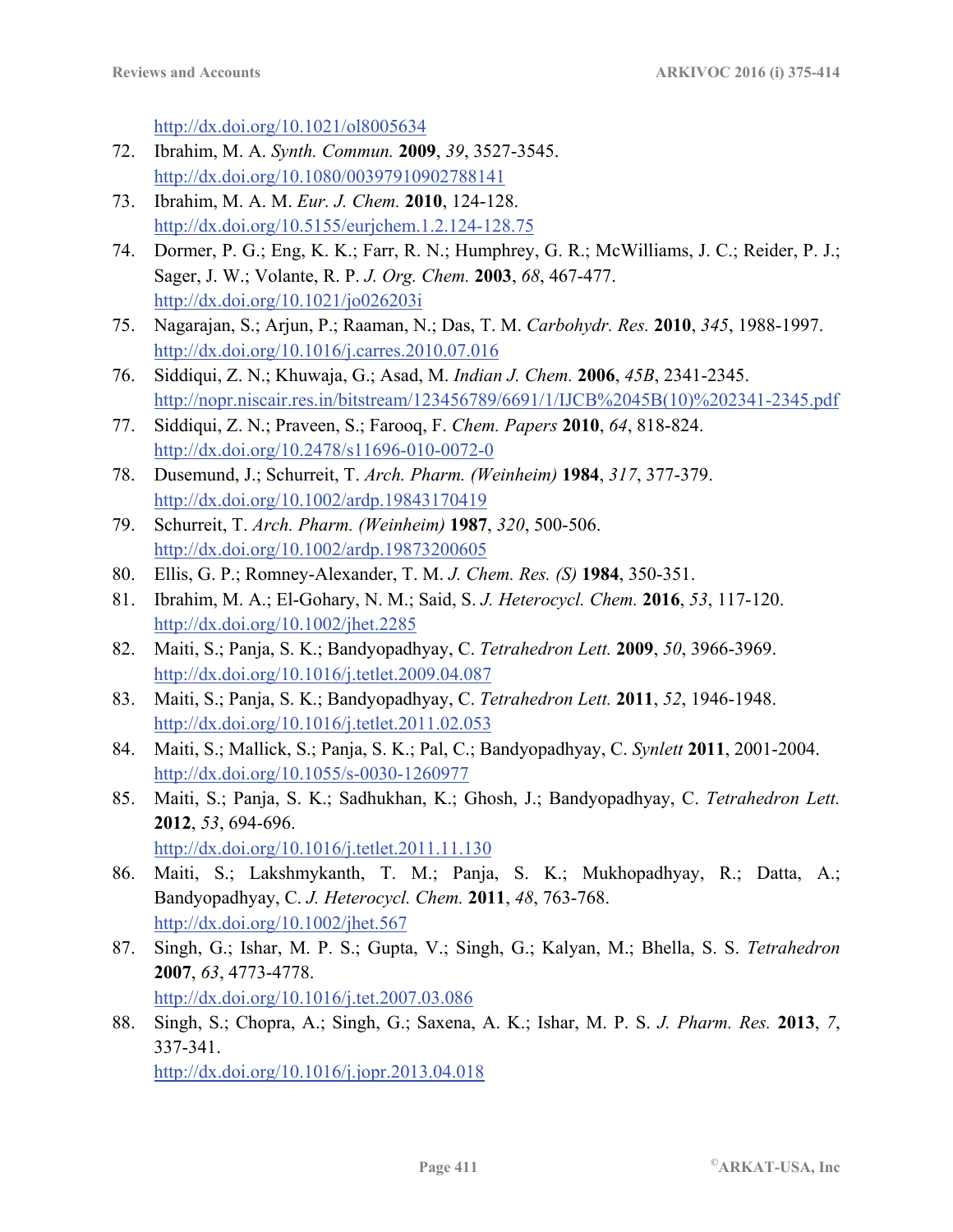http://dx.doi.org/10.1021/ol8005634

72. Ibrahim, M. A. *Synth. Commun.* **2009**, *39*, 3527-3545.
http://dx.doi.org/10.1080/00397910902788141
73. Ibrahim, M. A. M. *Eur. J. Chem.* **2010**, 124-128.
http://dx.doi.org/10.5155/eurjchem.1.2.124-128.75
74. Dormer, P. G.; Eng, K. K.; Farr, R. N.; Humphrey, G. R.; McWilliams, J. C.; Reider, P. J.; Sager, J. W.; Volante, R. P. *J. Org. Chem.* **2003**, *68*, 467-477.
http://dx.doi.org/10.1021/jo026203i
75. Nagarajan, S.; Arjun, P.; Raaman, N.; Das, T. M. *Carbohydr. Res.* **2010**, *345*, 1988-1997.
http://dx.doi.org/10.1016/j.carres.2010.07.016
76. Siddiqui, Z. N.; Khuwaja, G.; Asad, M. *Indian J. Chem.* **2006**, *45B*, 2341-2345.
http://nopr.niscair.res.in/bitstream/123456789/6691/1/IJCB%2045B(10)%202341-2345.pdf
77. Siddiqui, Z. N.; Praveen, S.; Farooq, F. *Chem. Papers* **2010**, *64*, 818-824.
http://dx.doi.org/10.2478/s11696-010-0072-0
78. Dusemund, J.; Schurreit, T. *Arch. Pharm. (Weinheim)* **1984**, *317*, 377-379.
http://dx.doi.org/10.1002/ardp.19843170419
79. Schurreit, T. *Arch. Pharm. (Weinheim)* **1987**, *320*, 500-506.
http://dx.doi.org/10.1002/ardp.19873200605
80. Ellis, G. P.; Romney-Alexander, T. M. *J. Chem. Res. (S)* **1984**, 350-351.
81. Ibrahim, M. A.; El-Gohary, N. M.; Said, S. *J. Heterocycl. Chem.* **2016**, *53*, 117-120.
http://dx.doi.org/10.1002/jhet.2285
82. Maiti, S.; Panja, S. K.; Bandyopadhyay, C. *Tetrahedron Lett.* **2009**, *50*, 3966-3969.
http://dx.doi.org/10.1016/j.tetlet.2009.04.087
83. Maiti, S.; Panja, S. K.; Bandyopadhyay, C. *Tetrahedron Lett.* **2011**, *52*, 1946-1948.
http://dx.doi.org/10.1016/j.tetlet.2011.02.053
84. Maiti, S.; Mallick, S.; Panja, S. K.; Pal, C.; Bandyopadhyay, C. *Synlett* **2011**, 2001-2004.
http://dx.doi.org/10.1055/s-0030-1260977
85. Maiti, S.; Panja, S. K.; Sadhukhan, K.; Ghosh, J.; Bandyopadhyay, C. *Tetrahedron Lett.* **2012**, *53*, 694-696.
http://dx.doi.org/10.1016/j.tetlet.2011.11.130
86. Maiti, S.; Lakshmykanth, T. M.; Panja, S. K.; Mukhopadhyay, R.; Datta, A.; Bandyopadhyay, C. *J. Heterocycl. Chem.* **2011**, *48*, 763-768.
http://dx.doi.org/10.1002/jhet.567
87. Singh, G.; Ishar, M. P. S.; Gupta, V.; Singh, G.; Kalyan, M.; Bhella, S. S. *Tetrahedron* **2007**, *63*, 4773-4778.
http://dx.doi.org/10.1016/j.tet.2007.03.086
88. Singh, S.; Chopra, A.; Singh, G.; Saxena, A. K.; Ishar, M. P. S. *J. Pharm. Res.* **2013**, *7*, 337-341.
http://dx.doi.org/10.1016/j.jopr.2013.04.018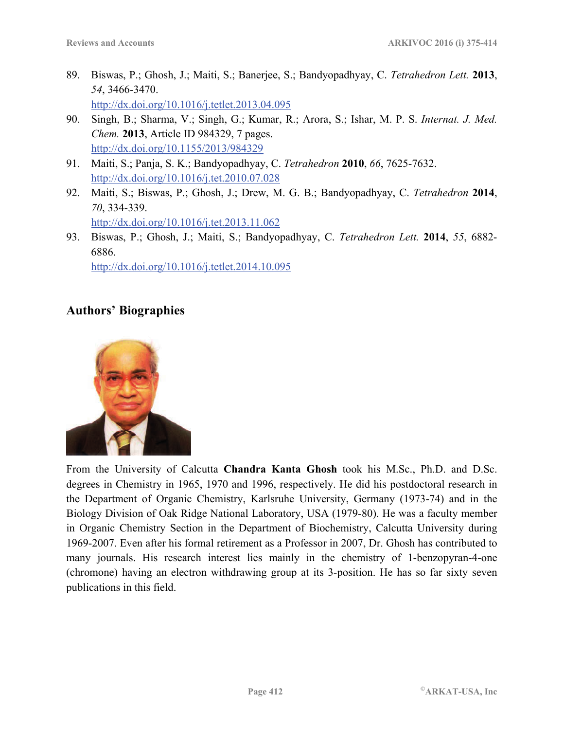89. Biswas, P.; Ghosh, J.; Maiti, S.; Banerjee, S.; Bandyopadhyay, C. *Tetrahedron Lett.* **2013**, *54*, 3466-3470.
    http://dx.doi.org/10.1016/j.tetlet.2013.04.095
90. Singh, B.; Sharma, V.; Singh, G.; Kumar, R.; Arora, S.; Ishar, M. P. S. *Internat. J. Med. Chem.* **2013**, Article ID 984329, 7 pages.
    http://dx.doi.org/10.1155/2013/984329
91. Maiti, S.; Panja, S. K.; Bandyopadhyay, C. *Tetrahedron* **2010**, *66*, 7625-7632.
    http://dx.doi.org/10.1016/j.tet.2010.07.028
92. Maiti, S.; Biswas, P.; Ghosh, J.; Drew, M. G. B.; Bandyopadhyay, C. *Tetrahedron* **2014**, *70*, 334-339.
    http://dx.doi.org/10.1016/j.tet.2013.11.062
93. Biswas, P.; Ghosh, J.; Maiti, S.; Bandyopadhyay, C. *Tetrahedron Lett.* **2014**, *55*, 6882-6886.
    http://dx.doi.org/10.1016/j.tetlet.2014.10.095

## Authors' Biographies

From the University of Calcutta **Chandra Kanta Ghosh** took his M.Sc., Ph.D. and D.Sc. degrees in Chemistry in 1965, 1970 and 1996, respectively. He did his postdoctoral research in the Department of Organic Chemistry, Karlsruhe University, Germany (1973-74) and in the Biology Division of Oak Ridge National Laboratory, USA (1979-80). He was a faculty member in Organic Chemistry Section in the Department of Biochemistry, Calcutta University during 1969-2007. Even after his formal retirement as a Professor in 2007, Dr. Ghosh has contributed to many journals. His research interest lies mainly in the chemistry of 1-benzopyran-4-one (chromone) having an electron withdrawing group at its 3-position. He has so far sixty seven publications in this field.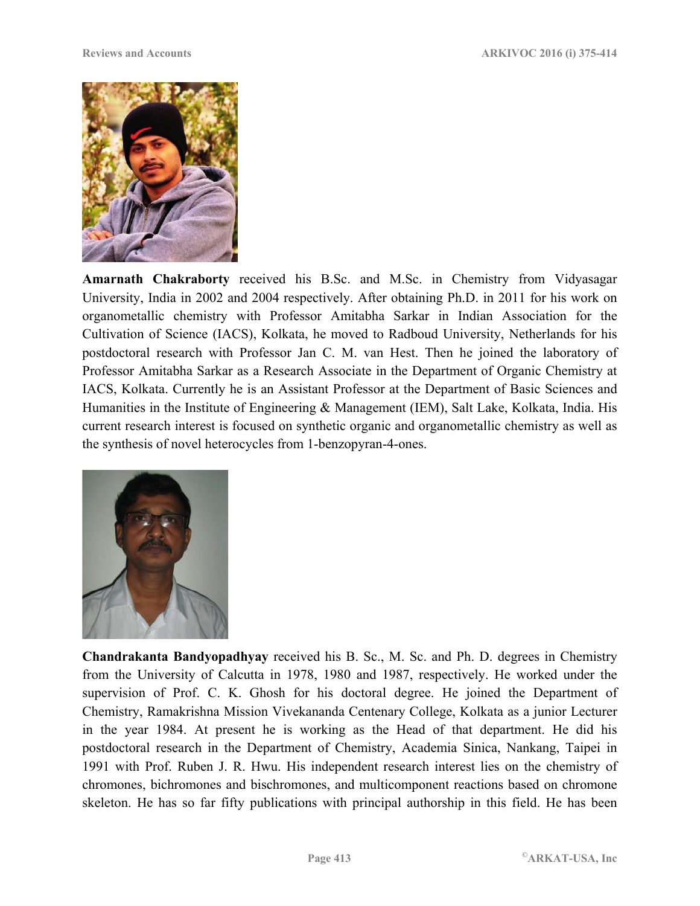**Amarnath Chakraborty** received his B.Sc. and M.Sc. in Chemistry from Vidyasagar University, India in 2002 and 2004 respectively. After obtaining Ph.D. in 2011 for his work on organometallic chemistry with Professor Amitabha Sarkar in Indian Association for the Cultivation of Science (IACS), Kolkata, he moved to Radboud University, Netherlands for his postdoctoral research with Professor Jan C. M. van Hest. Then he joined the laboratory of Professor Amitabha Sarkar as a Research Associate in the Department of Organic Chemistry at IACS, Kolkata. Currently he is an Assistant Professor at the Department of Basic Sciences and Humanities in the Institute of Engineering & Management (IEM), Salt Lake, Kolkata, India. His current research interest is focused on synthetic organic and organometallic chemistry as well as the synthesis of novel heterocycles from 1-benzopyran-4-ones.

**Chandrakanta Bandyopadhyay** received his B. Sc., M. Sc. and Ph. D. degrees in Chemistry from the University of Calcutta in 1978, 1980 and 1987, respectively. He worked under the supervision of Prof. C. K. Ghosh for his doctoral degree. He joined the Department of Chemistry, Ramakrishna Mission Vivekananda Centenary College, Kolkata as a junior Lecturer in the year 1984. At present he is working as the Head of that department. He did his postdoctoral research in the Department of Chemistry, Academia Sinica, Nankang, Taipei in 1991 with Prof. Ruben J. R. Hwu. His independent research interest lies on the chemistry of chromones, bichromones and bischromones, and multicomponent reactions based on chromone skeleton. He has so far fifty publications with principal authorship in this field. He has been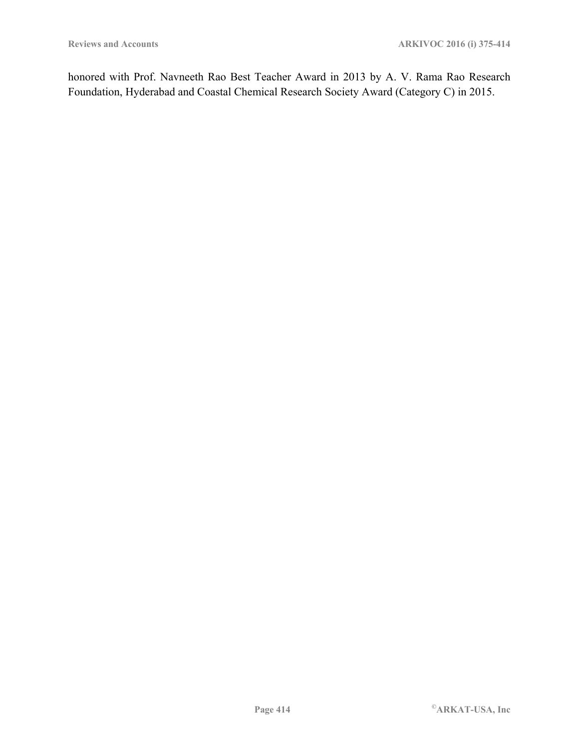honored with Prof. Navneeth Rao Best Teacher Award in 2013 by A. V. Rama Rao Research Foundation, Hyderabad and Coastal Chemical Research Society Award (Category C) in 2015.